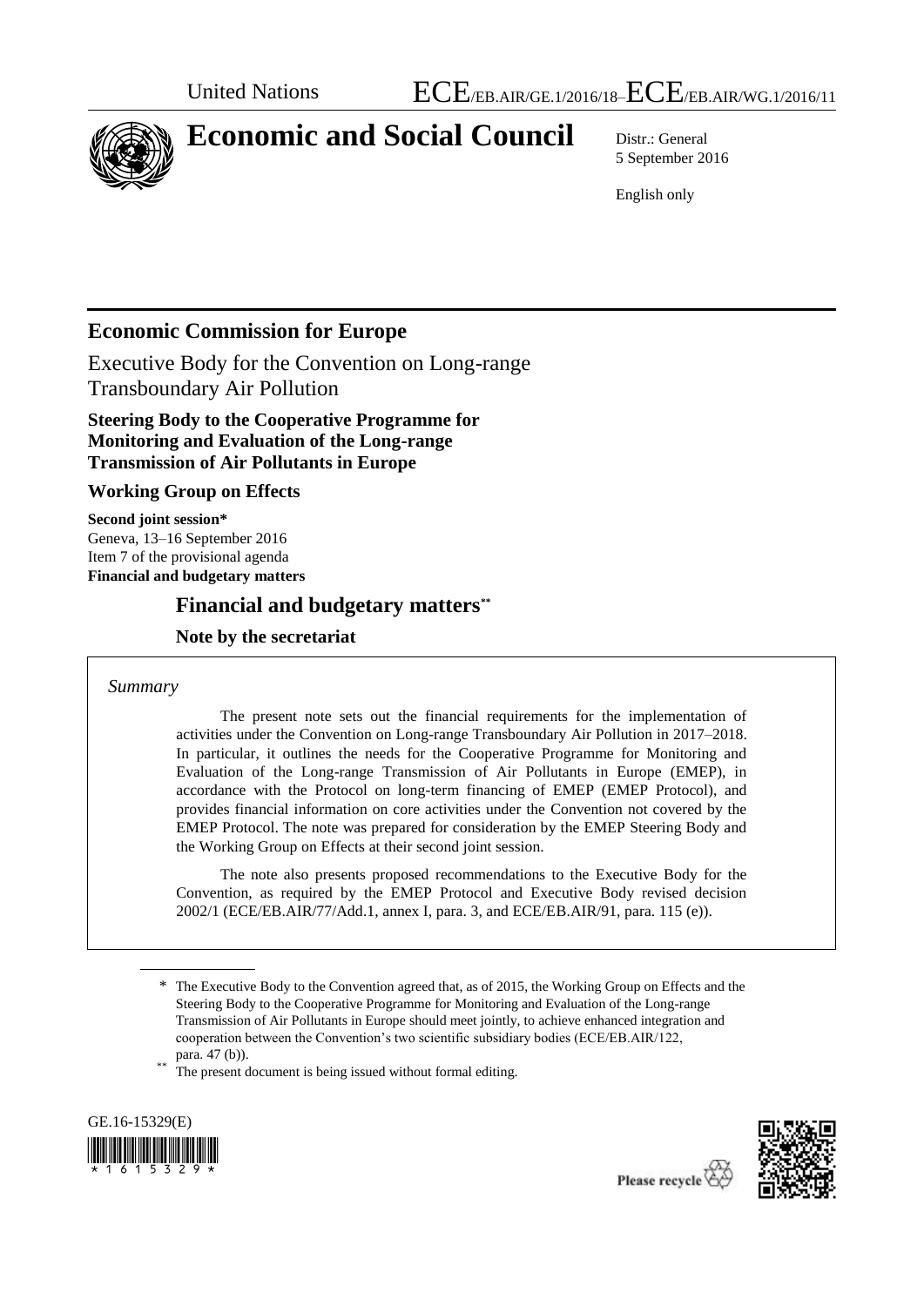United Nations ECE/EB.AIR/GE.1/2016/18–ECE/EB.AIR/WG.1/2016/11

# Economic and Social Council

Distr.: General
5 September 2016

English only

## Economic Commission for Europe

Executive Body for the Convention on Long-range Transboundary Air Pollution

**Steering Body to the Cooperative Programme for Monitoring and Evaluation of the Long-range Transmission of Air Pollutants in Europe**

**Working Group on Effects**

**Second joint session***
Geneva, 13–16 September 2016
Item 7 of the provisional agenda
**Financial and budgetary matters**

## Financial and budgetary matters**

### Note by the secretariat

*Summary*

The present note sets out the financial requirements for the implementation of activities under the Convention on Long-range Transboundary Air Pollution in 2017–2018. In particular, it outlines the needs for the Cooperative Programme for Monitoring and Evaluation of the Long-range Transmission of Air Pollutants in Europe (EMEP), in accordance with the Protocol on long-term financing of EMEP (EMEP Protocol), and provides financial information on core activities under the Convention not covered by the EMEP Protocol. The note was prepared for consideration by the EMEP Steering Body and the Working Group on Effects at their second joint session.

The note also presents proposed recommendations to the Executive Body for the Convention, as required by the EMEP Protocol and Executive Body revised decision 2002/1 (ECE/EB.AIR/77/Add.1, annex I, para. 3, and ECE/EB.AIR/91, para. 115 (e)).

---

\* The Executive Body to the Convention agreed that, as of 2015, the Working Group on Effects and the Steering Body to the Cooperative Programme for Monitoring and Evaluation of the Long-range Transmission of Air Pollutants in Europe should meet jointly, to achieve enhanced integration and cooperation between the Convention's two scientific subsidiary bodies (ECE/EB.AIR/122, para. 47 (b)).

\** The present document is being issued without formal editing.

GE.16-15329(E)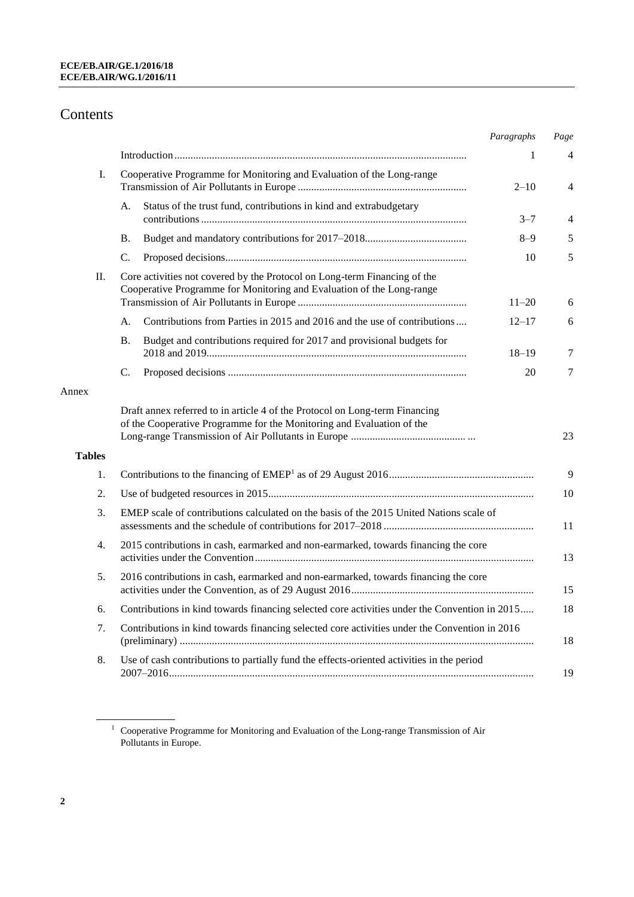# Contents

| | | | *Paragraphs* | *Page* |
|---|---|---|---|---|
| | | Introduction | 1 | 4 |
| I. | | Cooperative Programme for Monitoring and Evaluation of the Long-range Transmission of Air Pollutants in Europe | 2–10 | 4 |
| | A. | Status of the trust fund, contributions in kind and extrabudgetary contributions | 3–7 | 4 |
| | B. | Budget and mandatory contributions for 2017–2018 | 8–9 | 5 |
| | C. | Proposed decisions | 10 | 5 |
| II. | | Core activities not covered by the Protocol on Long-term Financing of the Cooperative Programme for Monitoring and Evaluation of the Long-range Transmission of Air Pollutants in Europe | 11–20 | 6 |
| | A. | Contributions from Parties in 2015 and 2016 and the use of contributions | 12–17 | 6 |
| | B. | Budget and contributions required for 2017 and provisional budgets for 2018 and 2019 | 18–19 | 7 |
| | C. | Proposed decisions | 20 | 7 |

Annex

| | | |
|---|---|---|
| | Draft annex referred to in article 4 of the Protocol on Long-term Financing of the Cooperative Programme for the Monitoring and Evaluation of the Long-range Transmission of Air Pollutants in Europe | 23 |

**Tables**

| | | |
|---|---|---|
| 1. | Contributions to the financing of EMEP[1] as of 29 August 2016 | 9 |
| 2. | Use of budgeted resources in 2015 | 10 |
| 3. | EMEP scale of contributions calculated on the basis of the 2015 United Nations scale of assessments and the schedule of contributions for 2017–2018 | 11 |
| 4. | 2015 contributions in cash, earmarked and non-earmarked, towards financing the core activities under the Convention | 13 |
| 5. | 2016 contributions in cash, earmarked and non-earmarked, towards financing the core activities under the Convention, as of 29 August 2016 | 15 |
| 6. | Contributions in kind towards financing selected core activities under the Convention in 2015 | 18 |
| 7. | Contributions in kind towards financing selected core activities under the Convention in 2016 (preliminary) | 18 |
| 8. | Use of cash contributions to partially fund the effects-oriented activities in the period 2007–2016 | 19 |

[1] Cooperative Programme for Monitoring and Evaluation of the Long-range Transmission of Air Pollutants in Europe.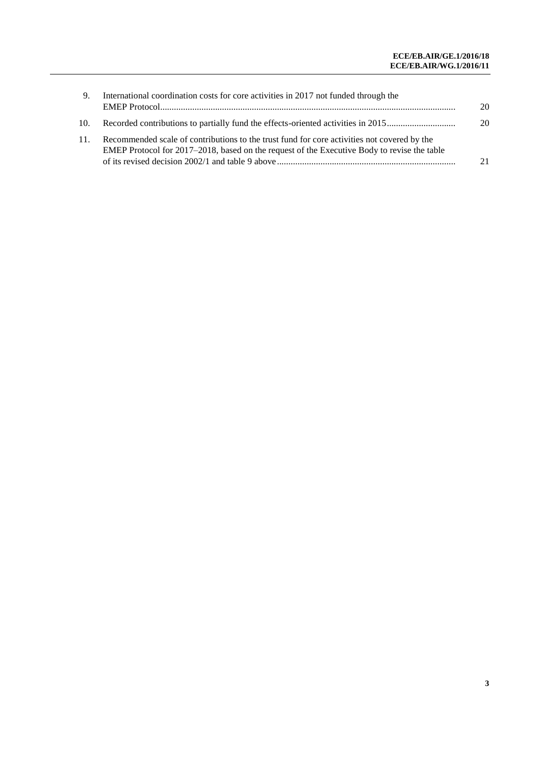| | | |
|---|---|---|
| 9. | International coordination costs for core activities in 2017 not funded through the EMEP Protocol | 20 |
| 10. | Recorded contributions to partially fund the effects-oriented activities in 2015 | 20 |
| 11. | Recommended scale of contributions to the trust fund for core activities not covered by the EMEP Protocol for 2017–2018, based on the request of the Executive Body to revise the table of its revised decision 2002/1 and table 9 above | 21 |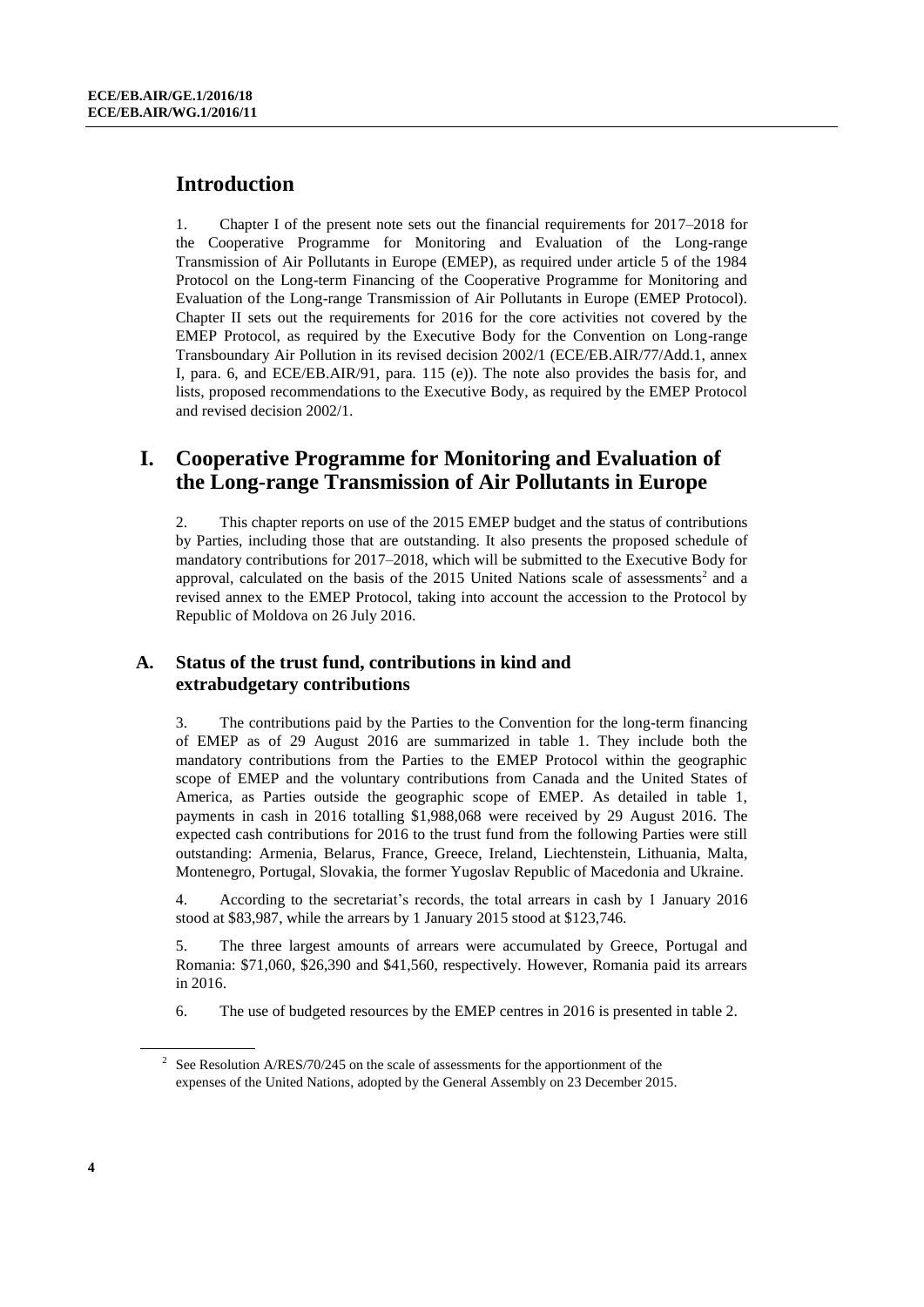## Introduction

1. Chapter I of the present note sets out the financial requirements for 2017–2018 for the Cooperative Programme for Monitoring and Evaluation of the Long-range Transmission of Air Pollutants in Europe (EMEP), as required under article 5 of the 1984 Protocol on the Long-term Financing of the Cooperative Programme for Monitoring and Evaluation of the Long-range Transmission of Air Pollutants in Europe (EMEP Protocol). Chapter II sets out the requirements for 2016 for the core activities not covered by the EMEP Protocol, as required by the Executive Body for the Convention on Long-range Transboundary Air Pollution in its revised decision 2002/1 (ECE/EB.AIR/77/Add.1, annex I, para. 6, and ECE/EB.AIR/91, para. 115 (e)). The note also provides the basis for, and lists, proposed recommendations to the Executive Body, as required by the EMEP Protocol and revised decision 2002/1.

## I. Cooperative Programme for Monitoring and Evaluation of the Long-range Transmission of Air Pollutants in Europe

2. This chapter reports on use of the 2015 EMEP budget and the status of contributions by Parties, including those that are outstanding. It also presents the proposed schedule of mandatory contributions for 2017–2018, which will be submitted to the Executive Body for approval, calculated on the basis of the 2015 United Nations scale of assessments[2] and a revised annex to the EMEP Protocol, taking into account the accession to the Protocol by Republic of Moldova on 26 July 2016.

### A. Status of the trust fund, contributions in kind and extrabudgetary contributions

3. The contributions paid by the Parties to the Convention for the long-term financing of EMEP as of 29 August 2016 are summarized in table 1. They include both the mandatory contributions from the Parties to the EMEP Protocol within the geographic scope of EMEP and the voluntary contributions from Canada and the United States of America, as Parties outside the geographic scope of EMEP. As detailed in table 1, payments in cash in 2016 totalling \$1,988,068 were received by 29 August 2016. The expected cash contributions for 2016 to the trust fund from the following Parties were still outstanding: Armenia, Belarus, France, Greece, Ireland, Liechtenstein, Lithuania, Malta, Montenegro, Portugal, Slovakia, the former Yugoslav Republic of Macedonia and Ukraine.

4. According to the secretariat's records, the total arrears in cash by 1 January 2016 stood at \$83,987, while the arrears by 1 January 2015 stood at \$123,746.

5. The three largest amounts of arrears were accumulated by Greece, Portugal and Romania: \$71,060, \$26,390 and \$41,560, respectively. However, Romania paid its arrears in 2016.

6. The use of budgeted resources by the EMEP centres in 2016 is presented in table 2.

[2] See Resolution A/RES/70/245 on the scale of assessments for the apportionment of the expenses of the United Nations, adopted by the General Assembly on 23 December 2015.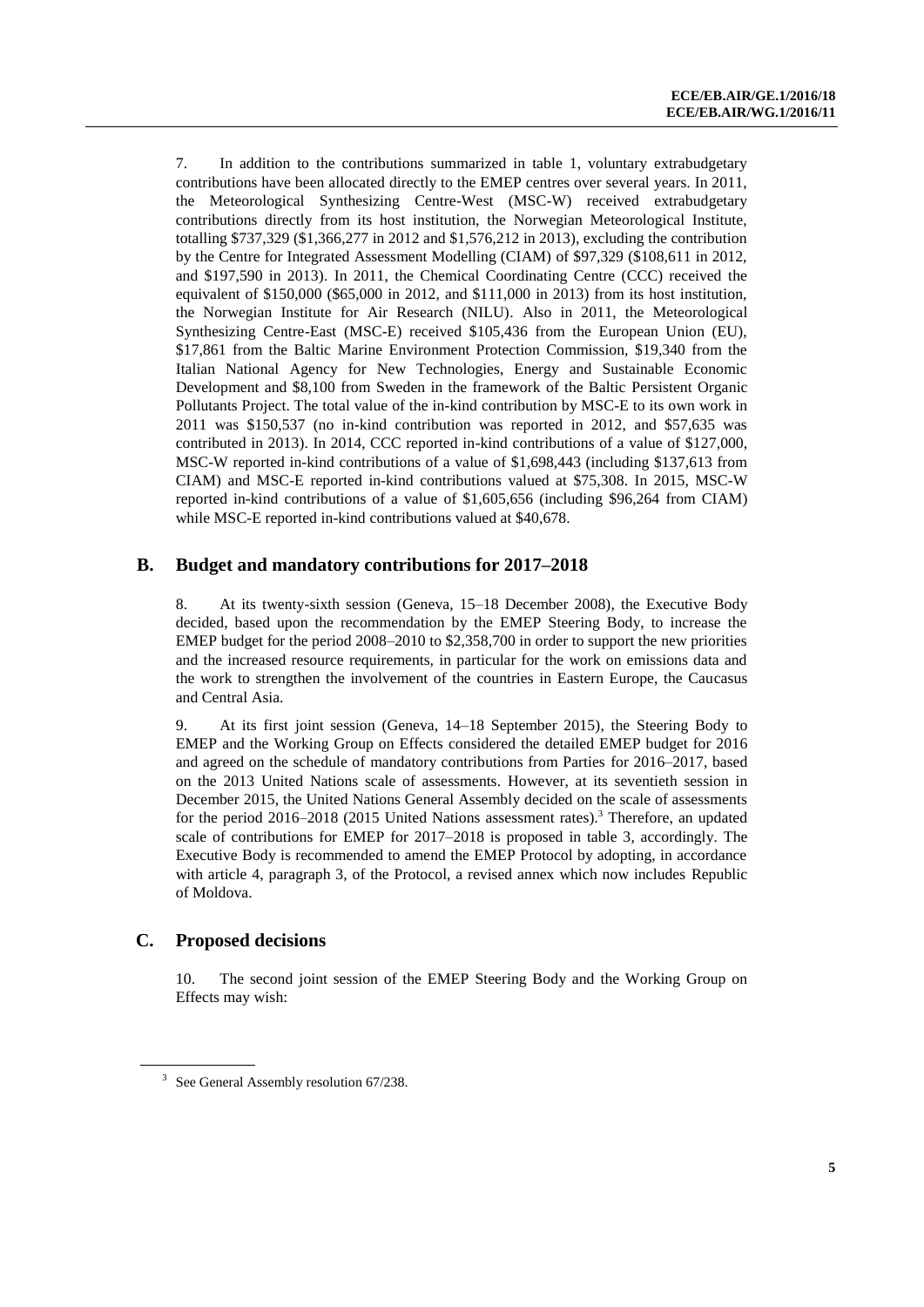7. In addition to the contributions summarized in table 1, voluntary extrabudgetary contributions have been allocated directly to the EMEP centres over several years. In 2011, the Meteorological Synthesizing Centre-West (MSC-W) received extrabudgetary contributions directly from its host institution, the Norwegian Meteorological Institute, totalling $737,329 ($1,366,277 in 2012 and $1,576,212 in 2013), excluding the contribution by the Centre for Integrated Assessment Modelling (CIAM) of $97,329 ($108,611 in 2012, and $197,590 in 2013). In 2011, the Chemical Coordinating Centre (CCC) received the equivalent of $150,000 ($65,000 in 2012, and $111,000 in 2013) from its host institution, the Norwegian Institute for Air Research (NILU). Also in 2011, the Meteorological Synthesizing Centre-East (MSC-E) received $105,436 from the European Union (EU), $17,861 from the Baltic Marine Environment Protection Commission, $19,340 from the Italian National Agency for New Technologies, Energy and Sustainable Economic Development and $8,100 from Sweden in the framework of the Baltic Persistent Organic Pollutants Project. The total value of the in-kind contribution by MSC-E to its own work in 2011 was $150,537 (no in-kind contribution was reported in 2012, and $57,635 was contributed in 2013). In 2014, CCC reported in-kind contributions of a value of $127,000, MSC-W reported in-kind contributions of a value of $1,698,443 (including $137,613 from CIAM) and MSC-E reported in-kind contributions valued at $75,308. In 2015, MSC-W reported in-kind contributions of a value of $1,605,656 (including $96,264 from CIAM) while MSC-E reported in-kind contributions valued at $40,678.

## B. Budget and mandatory contributions for 2017–2018

8. At its twenty-sixth session (Geneva, 15–18 December 2008), the Executive Body decided, based upon the recommendation by the EMEP Steering Body, to increase the EMEP budget for the period 2008–2010 to $2,358,700 in order to support the new priorities and the increased resource requirements, in particular for the work on emissions data and the work to strengthen the involvement of the countries in Eastern Europe, the Caucasus and Central Asia.

9. At its first joint session (Geneva, 14–18 September 2015), the Steering Body to EMEP and the Working Group on Effects considered the detailed EMEP budget for 2016 and agreed on the schedule of mandatory contributions from Parties for 2016–2017, based on the 2013 United Nations scale of assessments. However, at its seventieth session in December 2015, the United Nations General Assembly decided on the scale of assessments for the period 2016–2018 (2015 United Nations assessment rates).[3] Therefore, an updated scale of contributions for EMEP for 2017–2018 is proposed in table 3, accordingly. The Executive Body is recommended to amend the EMEP Protocol by adopting, in accordance with article 4, paragraph 3, of the Protocol, a revised annex which now includes Republic of Moldova.

## C. Proposed decisions

10. The second joint session of the EMEP Steering Body and the Working Group on Effects may wish:

[3] See General Assembly resolution 67/238.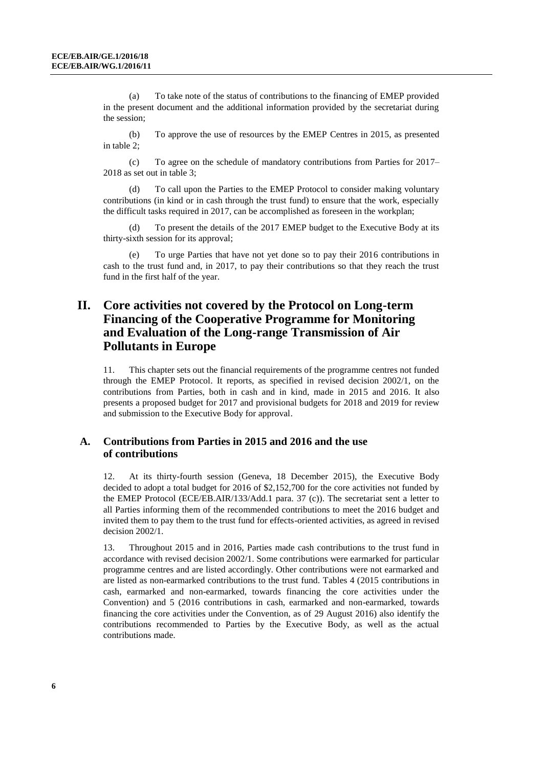(a) To take note of the status of contributions to the financing of EMEP provided in the present document and the additional information provided by the secretariat during the session;

(b) To approve the use of resources by the EMEP Centres in 2015, as presented in table 2;

(c) To agree on the schedule of mandatory contributions from Parties for 2017–2018 as set out in table 3;

(d) To call upon the Parties to the EMEP Protocol to consider making voluntary contributions (in kind or in cash through the trust fund) to ensure that the work, especially the difficult tasks required in 2017, can be accomplished as foreseen in the workplan;

(d) To present the details of the 2017 EMEP budget to the Executive Body at its thirty-sixth session for its approval;

(e) To urge Parties that have not yet done so to pay their 2016 contributions in cash to the trust fund and, in 2017, to pay their contributions so that they reach the trust fund in the first half of the year.

# II. Core activities not covered by the Protocol on Long-term Financing of the Cooperative Programme for Monitoring and Evaluation of the Long-range Transmission of Air Pollutants in Europe

11. This chapter sets out the financial requirements of the programme centres not funded through the EMEP Protocol. It reports, as specified in revised decision 2002/1, on the contributions from Parties, both in cash and in kind, made in 2015 and 2016. It also presents a proposed budget for 2017 and provisional budgets for 2018 and 2019 for review and submission to the Executive Body for approval.

## A. Contributions from Parties in 2015 and 2016 and the use of contributions

12. At its thirty-fourth session (Geneva, 18 December 2015), the Executive Body decided to adopt a total budget for 2016 of $2,152,700 for the core activities not funded by the EMEP Protocol (ECE/EB.AIR/133/Add.1 para. 37 (c)). The secretariat sent a letter to all Parties informing them of the recommended contributions to meet the 2016 budget and invited them to pay them to the trust fund for effects-oriented activities, as agreed in revised decision 2002/1.

13. Throughout 2015 and in 2016, Parties made cash contributions to the trust fund in accordance with revised decision 2002/1. Some contributions were earmarked for particular programme centres and are listed accordingly. Other contributions were not earmarked and are listed as non-earmarked contributions to the trust fund. Tables 4 (2015 contributions in cash, earmarked and non-earmarked, towards financing the core activities under the Convention) and 5 (2016 contributions in cash, earmarked and non-earmarked, towards financing the core activities under the Convention, as of 29 August 2016) also identify the contributions recommended to Parties by the Executive Body, as well as the actual contributions made.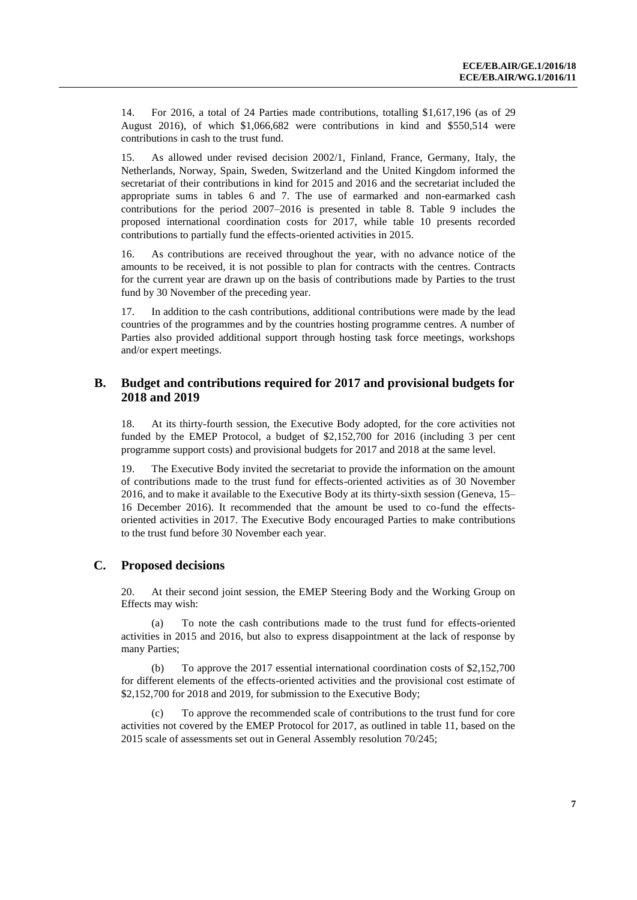14. For 2016, a total of 24 Parties made contributions, totalling $1,617,196 (as of 29 August 2016), of which $1,066,682 were contributions in kind and $550,514 were contributions in cash to the trust fund.

15. As allowed under revised decision 2002/1, Finland, France, Germany, Italy, the Netherlands, Norway, Spain, Sweden, Switzerland and the United Kingdom informed the secretariat of their contributions in kind for 2015 and 2016 and the secretariat included the appropriate sums in tables 6 and 7. The use of earmarked and non-earmarked cash contributions for the period 2007–2016 is presented in table 8. Table 9 includes the proposed international coordination costs for 2017, while table 10 presents recorded contributions to partially fund the effects-oriented activities in 2015.

16. As contributions are received throughout the year, with no advance notice of the amounts to be received, it is not possible to plan for contracts with the centres. Contracts for the current year are drawn up on the basis of contributions made by Parties to the trust fund by 30 November of the preceding year.

17. In addition to the cash contributions, additional contributions were made by the lead countries of the programmes and by the countries hosting programme centres. A number of Parties also provided additional support through hosting task force meetings, workshops and/or expert meetings.

## B. Budget and contributions required for 2017 and provisional budgets for 2018 and 2019

18. At its thirty-fourth session, the Executive Body adopted, for the core activities not funded by the EMEP Protocol, a budget of $2,152,700 for 2016 (including 3 per cent programme support costs) and provisional budgets for 2017 and 2018 at the same level.

19. The Executive Body invited the secretariat to provide the information on the amount of contributions made to the trust fund for effects-oriented activities as of 30 November 2016, and to make it available to the Executive Body at its thirty-sixth session (Geneva, 15–16 December 2016). It recommended that the amount be used to co-fund the effects-oriented activities in 2017. The Executive Body encouraged Parties to make contributions to the trust fund before 30 November each year.

## C. Proposed decisions

20. At their second joint session, the EMEP Steering Body and the Working Group on Effects may wish:

(a) To note the cash contributions made to the trust fund for effects-oriented activities in 2015 and 2016, but also to express disappointment at the lack of response by many Parties;

(b) To approve the 2017 essential international coordination costs of $2,152,700 for different elements of the effects-oriented activities and the provisional cost estimate of $2,152,700 for 2018 and 2019, for submission to the Executive Body;

(c) To approve the recommended scale of contributions to the trust fund for core activities not covered by the EMEP Protocol for 2017, as outlined in table 11, based on the 2015 scale of assessments set out in General Assembly resolution 70/245;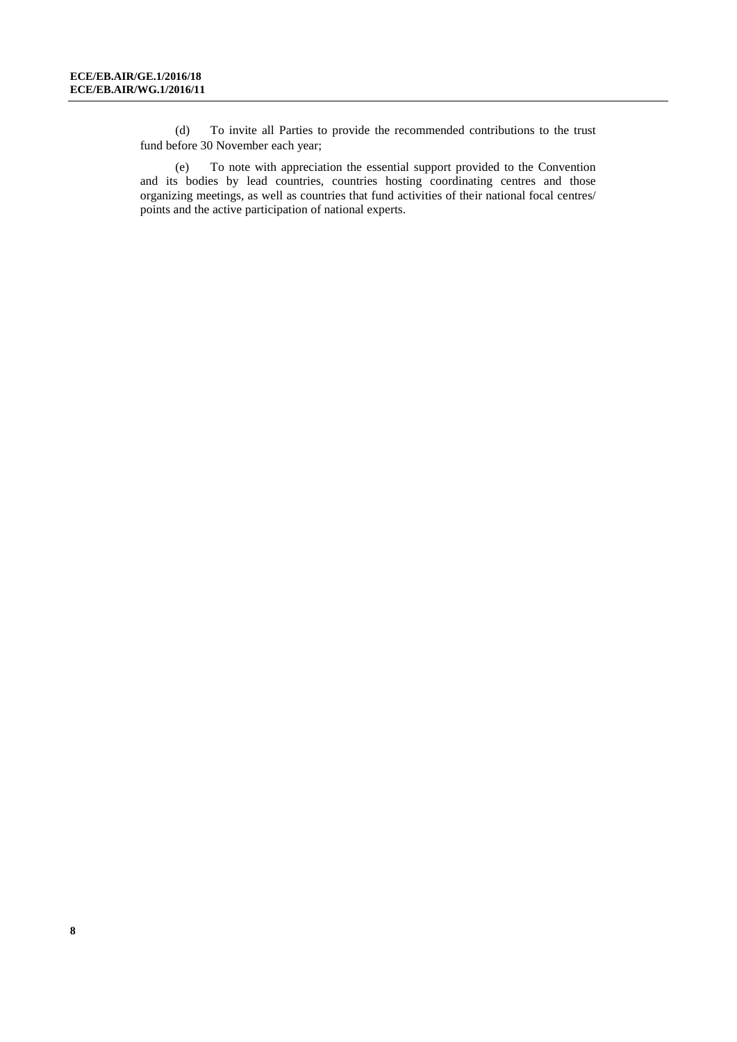(d) To invite all Parties to provide the recommended contributions to the trust fund before 30 November each year;

(e) To note with appreciation the essential support provided to the Convention and its bodies by lead countries, countries hosting coordinating centres and those organizing meetings, as well as countries that fund activities of their national focal centres/ points and the active participation of national experts.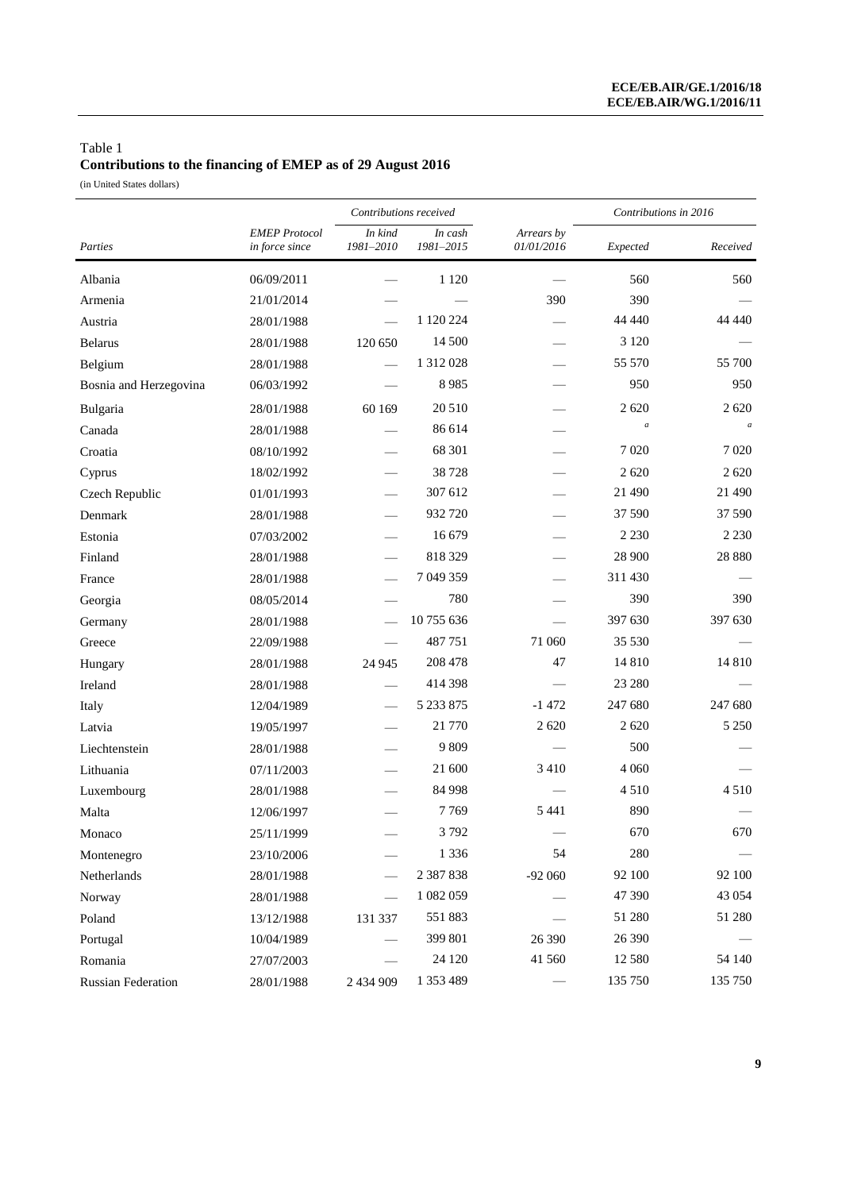Table 1
**Contributions to the financing of EMEP as of 29 August 2016**
(in United States dollars)

| | | *Contributions received* | | | *Contributions in 2016* | |
|---|---|---|---|---|---|---|
| *Parties* | *EMEP Protocol in force since* | *In kind 1981–2010* | *In cash 1981–2015* | *Arrears by 01/01/2016* | *Expected* | *Received* |
| Albania | 06/09/2011 | — | 1 120 | — | 560 | 560 |
| Armenia | 21/01/2014 | — | — | 390 | 390 | — |
| Austria | 28/01/1988 | — | 1 120 224 | — | 44 440 | 44 440 |
| Belarus | 28/01/1988 | 120 650 | 14 500 | — | 3 120 | — |
| Belgium | 28/01/1988 | — | 1 312 028 | — | 55 570 | 55 700 |
| Bosnia and Herzegovina | 06/03/1992 | — | 8 985 | — | 950 | 950 |
| Bulgaria | 28/01/1988 | 60 169 | 20 510 | — | 2 620 | 2 620 |
| Canada | 28/01/1988 | — | 86 614 | — | [a] | [a] |
| Croatia | 08/10/1992 | — | 68 301 | — | 7 020 | 7 020 |
| Cyprus | 18/02/1992 | — | 38 728 | — | 2 620 | 2 620 |
| Czech Republic | 01/01/1993 | — | 307 612 | — | 21 490 | 21 490 |
| Denmark | 28/01/1988 | — | 932 720 | — | 37 590 | 37 590 |
| Estonia | 07/03/2002 | — | 16 679 | — | 2 230 | 2 230 |
| Finland | 28/01/1988 | — | 818 329 | — | 28 900 | 28 880 |
| France | 28/01/1988 | — | 7 049 359 | — | 311 430 | — |
| Georgia | 08/05/2014 | — | 780 | — | 390 | 390 |
| Germany | 28/01/1988 | — | 10 755 636 | — | 397 630 | 397 630 |
| Greece | 22/09/1988 | — | 487 751 | 71 060 | 35 530 | — |
| Hungary | 28/01/1988 | 24 945 | 208 478 | 47 | 14 810 | 14 810 |
| Ireland | 28/01/1988 | — | 414 398 | — | 23 280 | — |
| Italy | 12/04/1989 | — | 5 233 875 | -1 472 | 247 680 | 247 680 |
| Latvia | 19/05/1997 | — | 21 770 | 2 620 | 2 620 | 5 250 |
| Liechtenstein | 28/01/1988 | — | 9 809 | — | 500 | — |
| Lithuania | 07/11/2003 | — | 21 600 | 3 410 | 4 060 | — |
| Luxembourg | 28/01/1988 | — | 84 998 | — | 4 510 | 4 510 |
| Malta | 12/06/1997 | — | 7 769 | 5 441 | 890 | — |
| Monaco | 25/11/1999 | — | 3 792 | — | 670 | 670 |
| Montenegro | 23/10/2006 | — | 1 336 | 54 | 280 | — |
| Netherlands | 28/01/1988 | — | 2 387 838 | -92 060 | 92 100 | 92 100 |
| Norway | 28/01/1988 | — | 1 082 059 | — | 47 390 | 43 054 |
| Poland | 13/12/1988 | 131 337 | 551 883 | — | 51 280 | 51 280 |
| Portugal | 10/04/1989 | — | 399 801 | 26 390 | 26 390 | — |
| Romania | 27/07/2003 | — | 24 120 | 41 560 | 12 580 | 54 140 |
| Russian Federation | 28/01/1988 | 2 434 909 | 1 353 489 | — | 135 750 | 135 750 |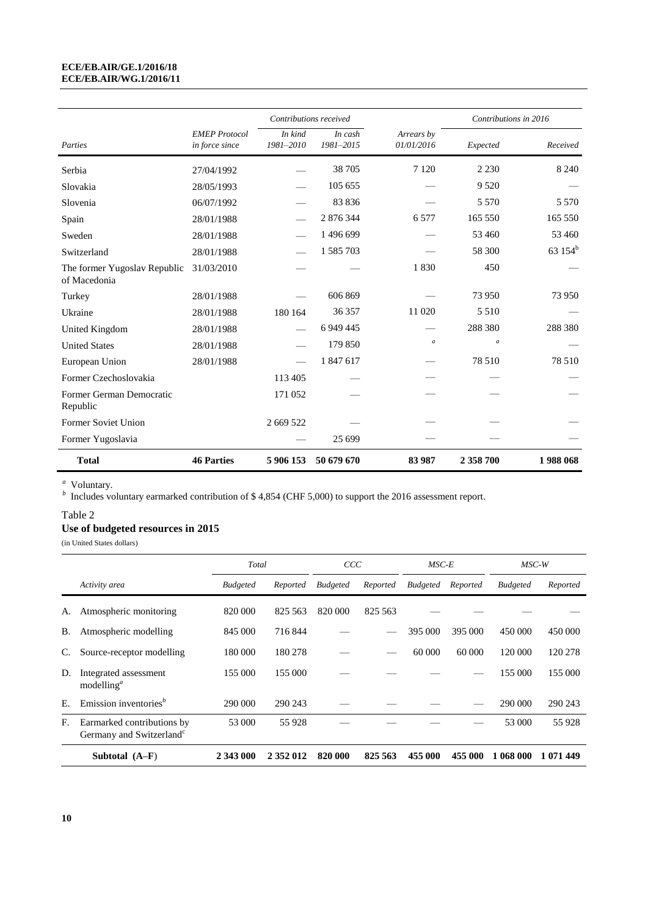| Parties | EMEP Protocol in force since | Contributions received | | Arrears by 01/01/2016 | Contributions in 2016 | |
|---|---|---|---|---|---|---|
| | | In kind 1981–2010 | In cash 1981–2015 | | Expected | Received |
| Serbia | 27/04/1992 | — | 38 705 | 7 120 | 2 230 | 8 240 |
| Slovakia | 28/05/1993 | — | 105 655 | — | 9 520 | — |
| Slovenia | 06/07/1992 | — | 83 836 | — | 5 570 | 5 570 |
| Spain | 28/01/1988 | — | 2 876 344 | 6 577 | 165 550 | 165 550 |
| Sweden | 28/01/1988 | — | 1 496 699 | — | 53 460 | 53 460 |
| Switzerland | 28/01/1988 | — | 1 585 703 | — | 58 300 | 63 154[b] |
| The former Yugoslav Republic of Macedonia | 31/03/2010 | — | — | 1 830 | 450 | — |
| Turkey | 28/01/1988 | — | 606 869 | — | 73 950 | 73 950 |
| Ukraine | 28/01/1988 | 180 164 | 36 357 | 11 020 | 5 510 | — |
| United Kingdom | 28/01/1988 | — | 6 949 445 | — | 288 380 | 288 380 |
| United States | 28/01/1988 | — | 179 850 | [a] | [a] | — |
| European Union | 28/01/1988 | — | 1 847 617 | — | 78 510 | 78 510 |
| Former Czechoslovakia | | 113 405 | — | — | — | — |
| Former German Democratic Republic | | 171 052 | — | — | — | — |
| Former Soviet Union | | 2 669 522 | — | — | — | — |
| Former Yugoslavia | | — | 25 699 | — | — | — |
| **Total** | **46 Parties** | **5 906 153** | **50 679 670** | **83 987** | **2 358 700** | **1 988 068** |

[a] Voluntary.

[b] Includes voluntary earmarked contribution of $ 4,854 (CHF 5,000) to support the 2016 assessment report.

Table 2

**Use of budgeted resources in 2015**

(in United States dollars)

| | Activity area | Total | | CCC | | MSC-E | | MSC-W | |
|---|---|---|---|---|---|---|---|---|---|
| | | Budgeted | Reported | Budgeted | Reported | Budgeted | Reported | Budgeted | Reported |
| A. | Atmospheric monitoring | 820 000 | 825 563 | 820 000 | 825 563 | — | — | — | — |
| B. | Atmospheric modelling | 845 000 | 716 844 | — | — | 395 000 | 395 000 | 450 000 | 450 000 |
| C. | Source-receptor modelling | 180 000 | 180 278 | — | — | 60 000 | 60 000 | 120 000 | 120 278 |
| D. | Integrated assessment modelling[a] | 155 000 | 155 000 | — | — | — | — | 155 000 | 155 000 |
| E. | Emission inventories[b] | 290 000 | 290 243 | — | — | — | — | 290 000 | 290 243 |
| F. | Earmarked contributions by Germany and Switzerland[c] | 53 000 | 55 928 | — | — | — | — | 53 000 | 55 928 |
| | **Subtotal (A–F)** | **2 343 000** | **2 352 012** | **820 000** | **825 563** | **455 000** | **455 000** | **1 068 000** | **1 071 449** |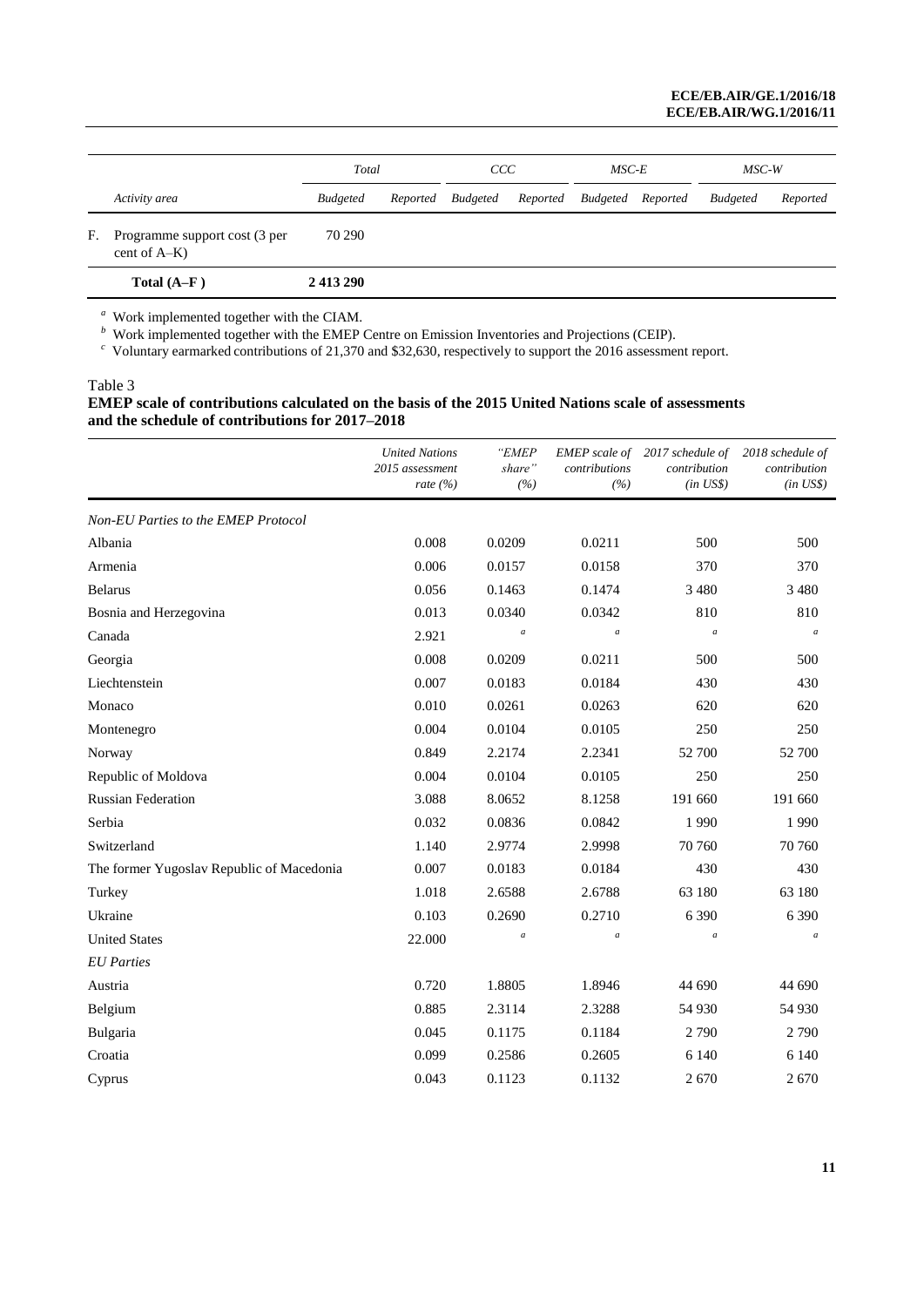| | Activity area | Total | | CCC | | MSC-E | | MSC-W | |
|---|---|---|---|---|---|---|---|---|---|
| | | *Budgeted* | *Reported* | *Budgeted* | *Reported* | *Budgeted* | *Reported* | *Budgeted* | *Reported* |
| F. | Programme support cost (3 per cent of A–K) | 70 290 | | | | | | | |
| | **Total (A–F )** | **2 413 290** | | | | | | | |

[a] Work implemented together with the CIAM.

[b] Work implemented together with the EMEP Centre on Emission Inventories and Projections (CEIP).

[c] Voluntary earmarked contributions of 21,370 and $32,630, respectively to support the 2016 assessment report.

Table 3

**EMEP scale of contributions calculated on the basis of the 2015 United Nations scale of assessments and the schedule of contributions for 2017–2018**

| | *United Nations 2015 assessment rate (%)* | *"EMEP share" (%)* | *EMEP scale of contributions (%)* | *2017 schedule of contribution (in US$)* | *2018 schedule of contribution (in US$)* |
|---|---|---|---|---|---|
| *Non-EU Parties to the EMEP Protocol* | | | | | |
| Albania | 0.008 | 0.0209 | 0.0211 | 500 | 500 |
| Armenia | 0.006 | 0.0157 | 0.0158 | 370 | 370 |
| Belarus | 0.056 | 0.1463 | 0.1474 | 3 480 | 3 480 |
| Bosnia and Herzegovina | 0.013 | 0.0340 | 0.0342 | 810 | 810 |
| Canada | 2.921 | [a] | [a] | [a] | [a] |
| Georgia | 0.008 | 0.0209 | 0.0211 | 500 | 500 |
| Liechtenstein | 0.007 | 0.0183 | 0.0184 | 430 | 430 |
| Monaco | 0.010 | 0.0261 | 0.0263 | 620 | 620 |
| Montenegro | 0.004 | 0.0104 | 0.0105 | 250 | 250 |
| Norway | 0.849 | 2.2174 | 2.2341 | 52 700 | 52 700 |
| Republic of Moldova | 0.004 | 0.0104 | 0.0105 | 250 | 250 |
| Russian Federation | 3.088 | 8.0652 | 8.1258 | 191 660 | 191 660 |
| Serbia | 0.032 | 0.0836 | 0.0842 | 1 990 | 1 990 |
| Switzerland | 1.140 | 2.9774 | 2.9998 | 70 760 | 70 760 |
| The former Yugoslav Republic of Macedonia | 0.007 | 0.0183 | 0.0184 | 430 | 430 |
| Turkey | 1.018 | 2.6588 | 2.6788 | 63 180 | 63 180 |
| Ukraine | 0.103 | 0.2690 | 0.2710 | 6 390 | 6 390 |
| United States | 22.000 | [a] | [a] | [a] | [a] |
| *EU Parties* | | | | | |
| Austria | 0.720 | 1.8805 | 1.8946 | 44 690 | 44 690 |
| Belgium | 0.885 | 2.3114 | 2.3288 | 54 930 | 54 930 |
| Bulgaria | 0.045 | 0.1175 | 0.1184 | 2 790 | 2 790 |
| Croatia | 0.099 | 0.2586 | 0.2605 | 6 140 | 6 140 |
| Cyprus | 0.043 | 0.1123 | 0.1132 | 2 670 | 2 670 |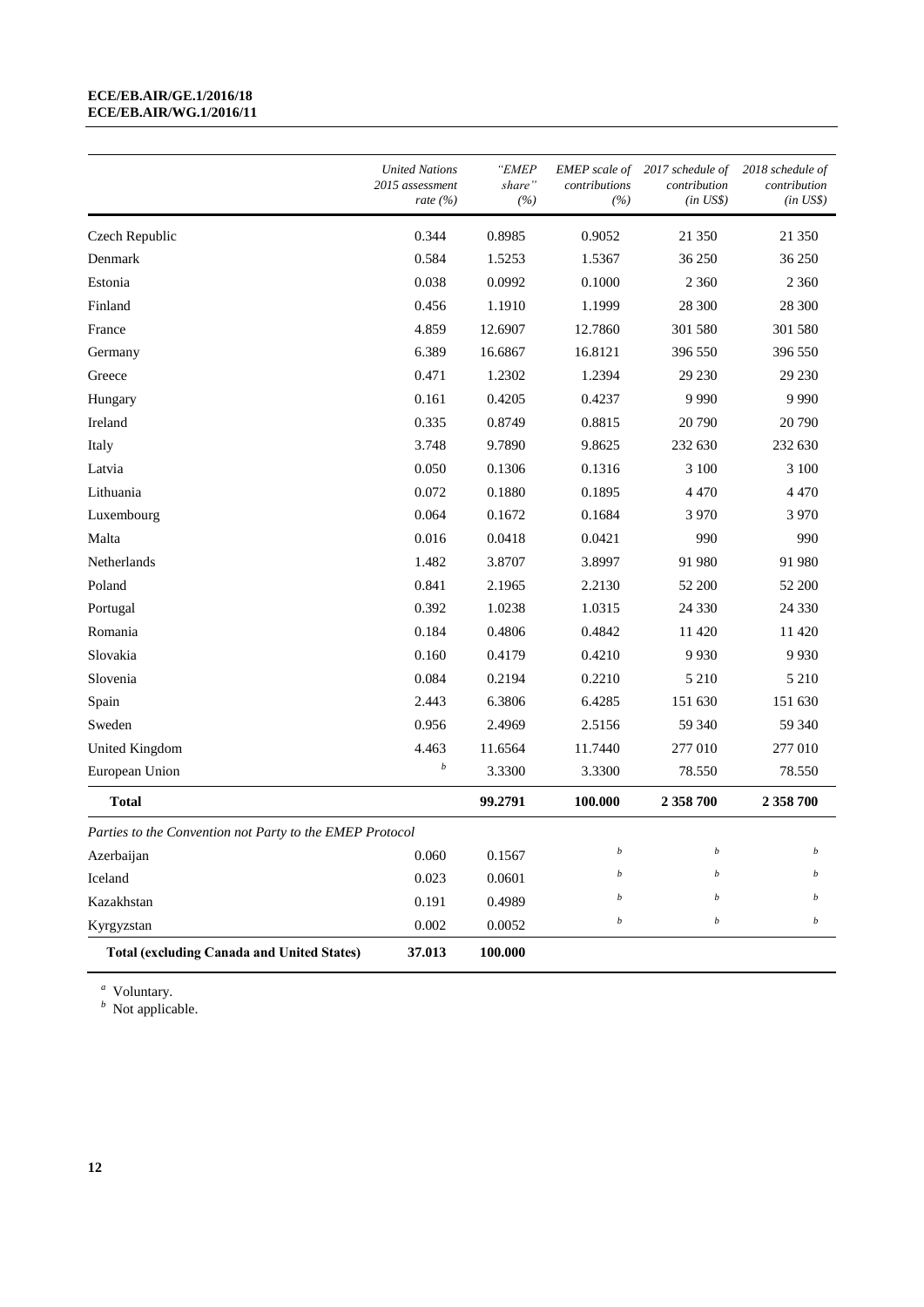| | *United Nations 2015 assessment rate (%)* | *"EMEP share" (%)* | *EMEP scale of contributions (%)* | *2017 schedule of contribution (in US$)* | *2018 schedule of contribution (in US$)* |
|---|---|---|---|---|---|
| Czech Republic | 0.344 | 0.8985 | 0.9052 | 21 350 | 21 350 |
| Denmark | 0.584 | 1.5253 | 1.5367 | 36 250 | 36 250 |
| Estonia | 0.038 | 0.0992 | 0.1000 | 2 360 | 2 360 |
| Finland | 0.456 | 1.1910 | 1.1999 | 28 300 | 28 300 |
| France | 4.859 | 12.6907 | 12.7860 | 301 580 | 301 580 |
| Germany | 6.389 | 16.6867 | 16.8121 | 396 550 | 396 550 |
| Greece | 0.471 | 1.2302 | 1.2394 | 29 230 | 29 230 |
| Hungary | 0.161 | 0.4205 | 0.4237 | 9 990 | 9 990 |
| Ireland | 0.335 | 0.8749 | 0.8815 | 20 790 | 20 790 |
| Italy | 3.748 | 9.7890 | 9.8625 | 232 630 | 232 630 |
| Latvia | 0.050 | 0.1306 | 0.1316 | 3 100 | 3 100 |
| Lithuania | 0.072 | 0.1880 | 0.1895 | 4 470 | 4 470 |
| Luxembourg | 0.064 | 0.1672 | 0.1684 | 3 970 | 3 970 |
| Malta | 0.016 | 0.0418 | 0.0421 | 990 | 990 |
| Netherlands | 1.482 | 3.8707 | 3.8997 | 91 980 | 91 980 |
| Poland | 0.841 | 2.1965 | 2.2130 | 52 200 | 52 200 |
| Portugal | 0.392 | 1.0238 | 1.0315 | 24 330 | 24 330 |
| Romania | 0.184 | 0.4806 | 0.4842 | 11 420 | 11 420 |
| Slovakia | 0.160 | 0.4179 | 0.4210 | 9 930 | 9 930 |
| Slovenia | 0.084 | 0.2194 | 0.2210 | 5 210 | 5 210 |
| Spain | 2.443 | 6.3806 | 6.4285 | 151 630 | 151 630 |
| Sweden | 0.956 | 2.4969 | 2.5156 | 59 340 | 59 340 |
| United Kingdom | 4.463 | 11.6564 | 11.7440 | 277 010 | 277 010 |
| European Union | [b] | 3.3300 | 3.3300 | 78.550 | 78.550 |
| **Total** | | **99.2791** | **100.000** | **2 358 700** | **2 358 700** |
| *Parties to the Convention not Party to the EMEP Protocol* | | | | | |
| Azerbaijan | 0.060 | 0.1567 | [b] | [b] | [b] |
| Iceland | 0.023 | 0.0601 | [b] | [b] | [b] |
| Kazakhstan | 0.191 | 0.4989 | [b] | [b] | [b] |
| Kyrgyzstan | 0.002 | 0.0052 | [b] | [b] | [b] |
| **Total (excluding Canada and United States)** | **37.013** | **100.000** | | | |

[a] Voluntary.
[b] Not applicable.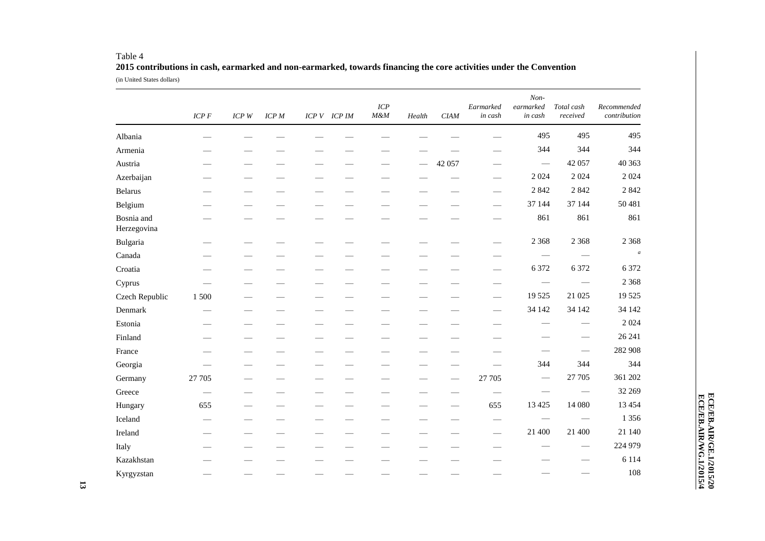Table 4

**2015 contributions in cash, earmarked and non-earmarked, towards financing the core activities under the Convention**

(in United States dollars)

| | *ICP F* | *ICP W* | *ICP M* | *ICP V* | *ICP IM* | *ICP M&M* | *Health* | *CIAM* | *Earmarked in cash* | *Non-earmarked in cash* | *Total cash received* | *Recommended contribution* |
|---|---|---|---|---|---|---|---|---|---|---|---|---|
| Albania | — | — | — | — | — | — | — | — | — | 495 | 495 | 495 |
| Armenia | — | — | — | — | — | — | — | — | — | 344 | 344 | 344 |
| Austria | — | — | — | — | — | — | — | 42 057 | — | — | 42 057 | 40 363 |
| Azerbaijan | — | — | — | — | — | — | — | — | — | 2 024 | 2 024 | 2 024 |
| Belarus | — | — | — | — | — | — | — | — | — | 2 842 | 2 842 | 2 842 |
| Belgium | — | — | — | — | — | — | — | — | — | 37 144 | 37 144 | 50 481 |
| Bosnia and Herzegovina | — | — | — | — | — | — | — | — | — | 861 | 861 | 861 |
| Bulgaria | — | — | — | — | — | — | — | — | — | 2 368 | 2 368 | 2 368 |
| Canada | — | — | — | — | — | — | — | — | — | — | — | [a] |
| Croatia | — | — | — | — | — | — | — | — | — | 6 372 | 6 372 | 6 372 |
| Cyprus | — | — | — | — | — | — | — | — | — | — | — | 2 368 |
| Czech Republic | 1 500 | — | — | — | — | — | — | — | — | 19 525 | 21 025 | 19 525 |
| Denmark | — | — | — | — | — | — | — | — | — | 34 142 | 34 142 | 34 142 |
| Estonia | — | — | — | — | — | — | — | — | — | — | — | 2 024 |
| Finland | — | — | — | — | — | — | — | — | — | — | — | 26 241 |
| France | — | — | — | — | — | — | — | — | — | — | — | 282 908 |
| Georgia | — | — | — | — | — | — | — | — | — | 344 | 344 | 344 |
| Germany | 27 705 | — | — | — | — | — | — | — | 27 705 | — | 27 705 | 361 202 |
| Greece | — | — | — | — | — | — | — | — | — | — | — | 32 269 |
| Hungary | 655 | — | — | — | — | — | — | — | 655 | 13 425 | 14 080 | 13 454 |
| Iceland | — | — | — | — | — | — | — | — | — | — | — | 1 356 |
| Ireland | — | — | — | — | — | — | — | — | — | 21 400 | 21 400 | 21 140 |
| Italy | — | — | — | — | — | — | — | — | — | — | — | 224 979 |
| Kazakhstan | — | — | — | — | — | — | — | — | — | — | — | 6 114 |
| Kyrgyzstan | — | — | — | — | — | — | — | — | — | — | — | 108 |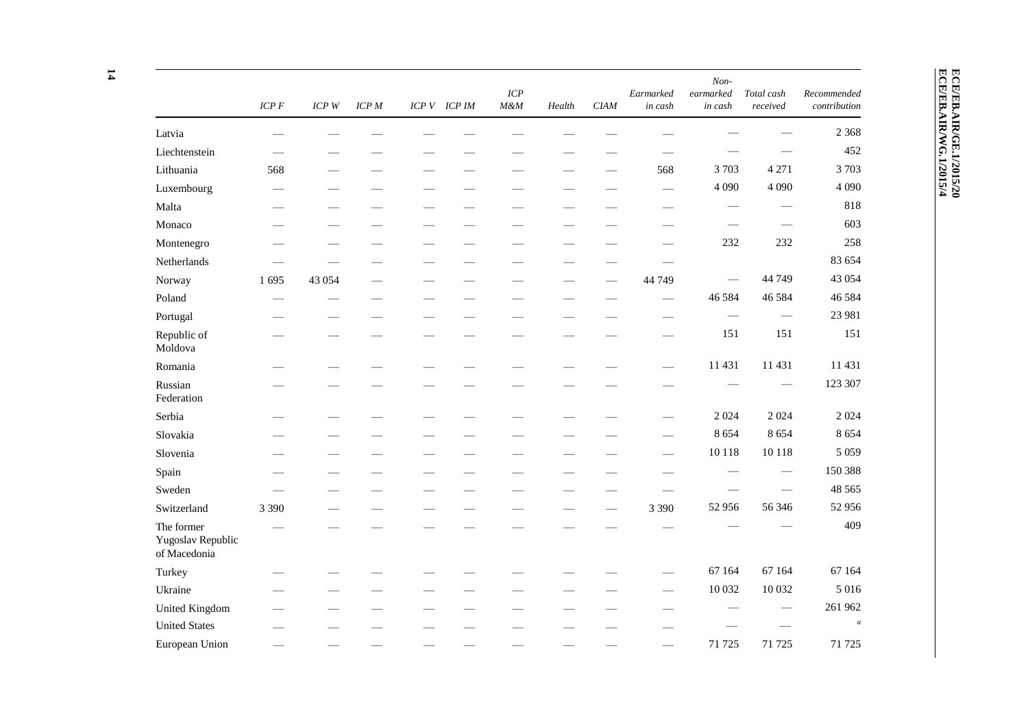|  | *ICP F* | *ICP W* | *ICP M* | *ICP V* | *ICP IM* | *ICP M&M* | *Health* | *CIAM* | *Earmarked in cash* | *Non-earmarked in cash* | *Total cash received* | *Recommended contribution* |
|---|---|---|---|---|---|---|---|---|---|---|---|---|
| Latvia | — | — | — | — | — | — | — | — | — | — | — | 2 368 |
| Liechtenstein | — | — | — | — | — | — | — | — | — | — | — | 452 |
| Lithuania | 568 | — | — | — | — | — | — | — | 568 | 3 703 | 4 271 | 3 703 |
| Luxembourg | — | — | — | — | — | — | — | — | — | 4 090 | 4 090 | 4 090 |
| Malta | — | — | — | — | — | — | — | — | — | — | — | 818 |
| Monaco | — | — | — | — | — | — | — | — | — | — | — | 603 |
| Montenegro | — | — | — | — | — | — | — | — | — | 232 | 232 | 258 |
| Netherlands | — | — | — | — | — | — | — | — | — |  |  | 83 654 |
| Norway | 1 695 | 43 054 | — | — | — | — | — | — | 44 749 | — | 44 749 | 43 054 |
| Poland | — | — | — | — | — | — | — | — | — | 46 584 | 46 584 | 46 584 |
| Portugal | — | — | — | — | — | — | — | — | — | — | — | 23 981 |
| Republic of Moldova | — | — | — | — | — | — | — | — | — | 151 | 151 | 151 |
| Romania | — | — | — | — | — | — | — | — | — | 11 431 | 11 431 | 11 431 |
| Russian Federation | — | — | — | — | — | — | — | — | — | — | — | 123 307 |
| Serbia | — | — | — | — | — | — | — | — | — | 2 024 | 2 024 | 2 024 |
| Slovakia | — | — | — | — | — | — | — | — | — | 8 654 | 8 654 | 8 654 |
| Slovenia | — | — | — | — | — | — | — | — | — | 10 118 | 10 118 | 5 059 |
| Spain | — | — | — | — | — | — | — | — | — | — | — | 150 388 |
| Sweden | — | — | — | — | — | — | — | — | — | — | — | 48 565 |
| Switzerland | 3 390 | — | — | — | — | — | — | — | 3 390 | 52 956 | 56 346 | 52 956 |
| The former Yugoslav Republic of Macedonia | — | — | — | — | — | — | — | — | — | — | — | 409 |
| Turkey | — | — | — | — | — | — | — | — | — | 67 164 | 67 164 | 67 164 |
| Ukraine | — | — | — | — | — | — | — | — | — | 10 032 | 10 032 | 5 016 |
| United Kingdom | — | — | — | — | — | — | — | — | — | — | — | 261 962 |
| United States | — | — | — | — | — | — | — | — | — | — | — | [a] |
| European Union | — | — | — | — | — | — | — | — | — | 71 725 | 71 725 | 71 725 |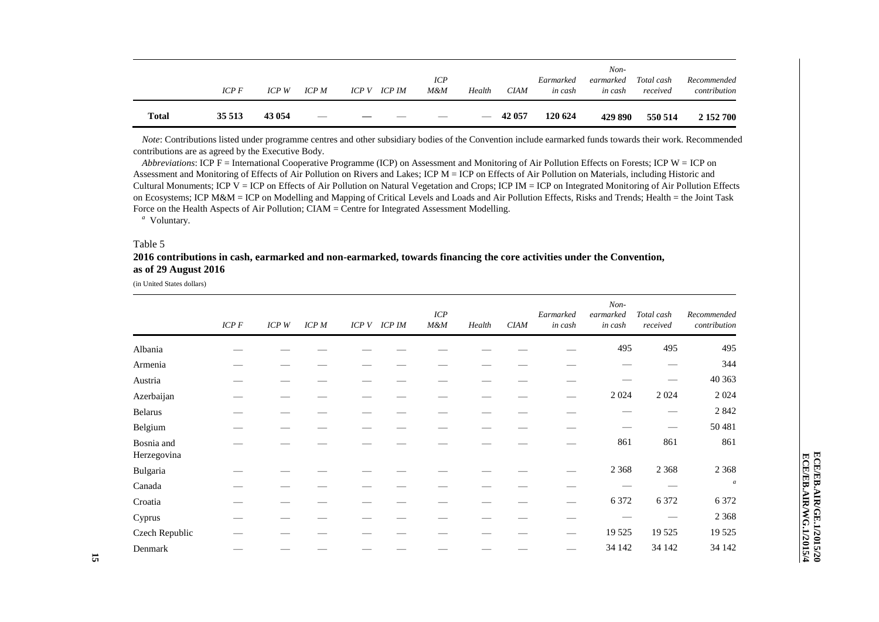| | ICP F | ICP W | ICP M | ICP V | ICP IM | ICP M&M | Health | CIAM | Earmarked in cash | Non-earmarked in cash | Total cash received | Recommended contribution |
|---|---|---|---|---|---|---|---|---|---|---|---|---|
| **Total** | **35 513** | **43 054** | **—** | **—** | **—** | **—** | **—** | **42 057** | **120 624** | **429 890** | **550 514** | **2 152 700** |

*Note*: Contributions listed under programme centres and other subsidiary bodies of the Convention include earmarked funds towards their work. Recommended contributions are as agreed by the Executive Body.

*Abbreviations*: ICP F = International Cooperative Programme (ICP) on Assessment and Monitoring of Air Pollution Effects on Forests; ICP W = ICP on Assessment and Monitoring of Effects of Air Pollution on Rivers and Lakes; ICP M = ICP on Effects of Air Pollution on Materials, including Historic and Cultural Monuments; ICP V = ICP on Effects of Air Pollution on Natural Vegetation and Crops; ICP IM = ICP on Integrated Monitoring of Air Pollution Effects on Ecosystems; ICP M&M = ICP on Modelling and Mapping of Critical Levels and Loads and Air Pollution Effects, Risks and Trends; Health = the Joint Task Force on the Health Aspects of Air Pollution; CIAM = Centre for Integrated Assessment Modelling.

[a] Voluntary.

Table 5

**2016 contributions in cash, earmarked and non-earmarked, towards financing the core activities under the Convention, as of 29 August 2016**

(in United States dollars)

| | ICP F | ICP W | ICP M | ICP V | ICP IM | ICP M&M | Health | CIAM | Earmarked in cash | Non-earmarked in cash | Total cash received | Recommended contribution |
|---|---|---|---|---|---|---|---|---|---|---|---|---|
| Albania | — | — | — | — | — | — | — | — | — | 495 | 495 | 495 |
| Armenia | — | — | — | — | — | — | — | — | — | — | — | 344 |
| Austria | — | — | — | — | — | — | — | — | — | — | — | 40 363 |
| Azerbaijan | — | — | — | — | — | — | — | — | — | 2 024 | 2 024 | 2 024 |
| Belarus | — | — | — | — | — | — | — | — | — | — | — | 2 842 |
| Belgium | — | — | — | — | — | — | — | — | — | — | — | 50 481 |
| Bosnia and Herzegovina | — | — | — | — | — | — | — | — | — | 861 | 861 | 861 |
| Bulgaria | — | — | — | — | — | — | — | — | — | 2 368 | 2 368 | 2 368 |
| Canada | — | — | — | — | — | — | — | — | — | — | — | [a] |
| Croatia | — | — | — | — | — | — | — | — | — | 6 372 | 6 372 | 6 372 |
| Cyprus | — | — | — | — | — | — | — | — | — | — | — | 2 368 |
| Czech Republic | — | — | — | — | — | — | — | — | — | 19 525 | 19 525 | 19 525 |
| Denmark | — | — | — | — | — | — | — | — | — | 34 142 | 34 142 | 34 142 |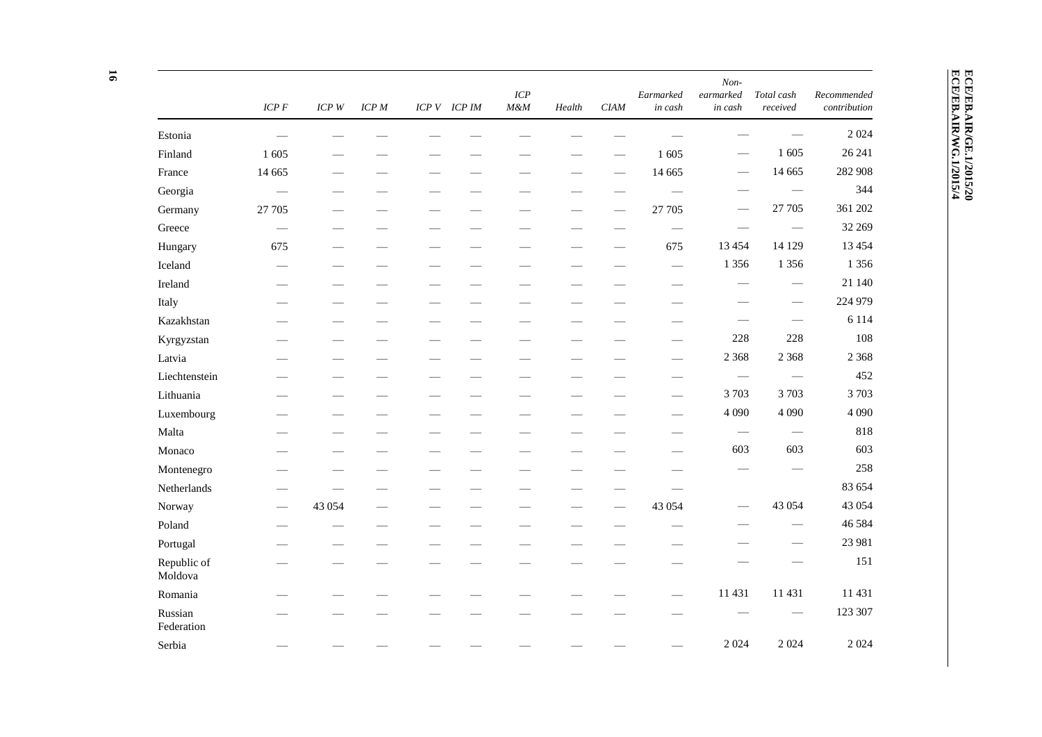| | *ICP F* | *ICP W* | *ICP M* | *ICP V* | *ICP IM* | *ICP M&M* | *Health* | *CIAM* | *Earmarked in cash* | *Non-earmarked in cash* | *Total cash received* | *Recommended contribution* |
|---|---|---|---|---|---|---|---|---|---|---|---|---|
| Estonia | — | — | — | — | — | — | — | — | — | — | — | 2 024 |
| Finland | 1 605 | — | — | — | — | — | — | — | 1 605 | — | 1 605 | 26 241 |
| France | 14 665 | — | — | — | — | — | — | — | 14 665 | — | 14 665 | 282 908 |
| Georgia | — | — | — | — | — | — | — | — | — | — | — | 344 |
| Germany | 27 705 | — | — | — | — | — | — | — | 27 705 | — | 27 705 | 361 202 |
| Greece | — | — | — | — | — | — | — | — | — | — | — | 32 269 |
| Hungary | 675 | — | — | — | — | — | — | — | 675 | 13 454 | 14 129 | 13 454 |
| Iceland | — | — | — | — | — | — | — | — | — | 1 356 | 1 356 | 1 356 |
| Ireland | — | — | — | — | — | — | — | — | — | — | — | 21 140 |
| Italy | — | — | — | — | — | — | — | — | — | — | — | 224 979 |
| Kazakhstan | — | — | — | — | — | — | — | — | — | — | — | 6 114 |
| Kyrgyzstan | — | — | — | — | — | — | — | — | — | 228 | 228 | 108 |
| Latvia | — | — | — | — | — | — | — | — | — | 2 368 | 2 368 | 2 368 |
| Liechtenstein | — | — | — | — | — | — | — | — | — | — | — | 452 |
| Lithuania | — | — | — | — | — | — | — | — | — | 3 703 | 3 703 | 3 703 |
| Luxembourg | — | — | — | — | — | — | — | — | — | 4 090 | 4 090 | 4 090 |
| Malta | — | — | — | — | — | — | — | — | — | — | — | 818 |
| Monaco | — | — | — | — | — | — | — | — | — | 603 | 603 | 603 |
| Montenegro | — | — | — | — | — | — | — | — | — | — | — | 258 |
| Netherlands | — | — | — | — | — | — | — | — | — | | | 83 654 |
| Norway | — | 43 054 | — | — | — | — | — | — | 43 054 | — | 43 054 | 43 054 |
| Poland | — | — | — | — | — | — | — | — | — | — | — | 46 584 |
| Portugal | — | — | — | — | — | — | — | — | — | — | — | 23 981 |
| Republic of Moldova | — | — | — | — | — | — | — | — | — | — | — | 151 |
| Romania | — | — | — | — | — | — | — | — | — | 11 431 | 11 431 | 11 431 |
| Russian Federation | — | — | — | — | — | — | — | — | — | — | — | 123 307 |
| Serbia | — | — | — | — | — | — | — | — | — | 2 024 | 2 024 | 2 024 |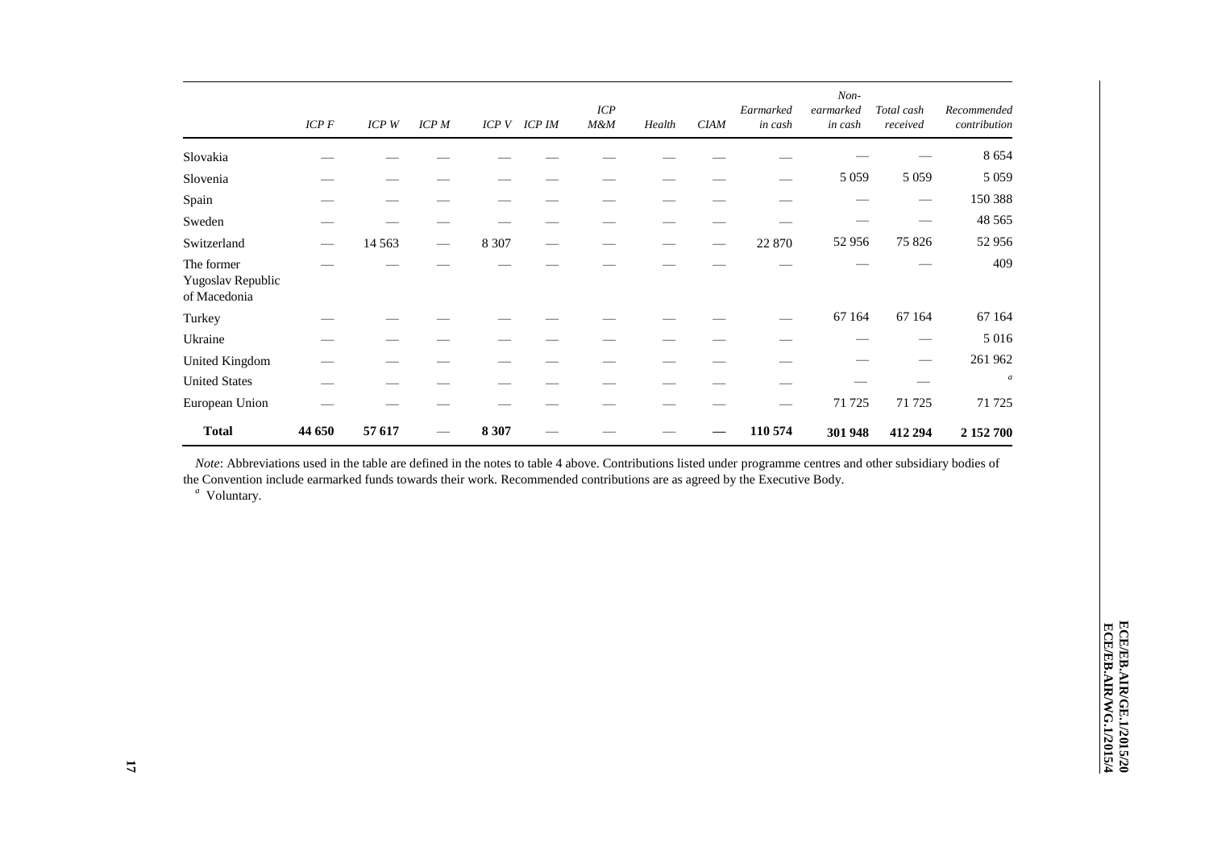| | ICP F | ICP W | ICP M | ICP V | ICP IM | ICP M&M | Health | CIAM | Earmarked in cash | Non-earmarked in cash | Total cash received | Recommended contribution |
|---|---|---|---|---|---|---|---|---|---|---|---|---|
| Slovakia | — | — | — | — | — | — | — | — | — | — | — | 8 654 |
| Slovenia | — | — | — | — | — | — | — | — | — | 5 059 | 5 059 | 5 059 |
| Spain | — | — | — | — | — | — | — | — | — | — | — | 150 388 |
| Sweden | — | — | — | — | — | — | — | — | — | — | — | 48 565 |
| Switzerland | — | 14 563 | — | 8 307 | — | — | — | — | 22 870 | 52 956 | 75 826 | 52 956 |
| The former Yugoslav Republic of Macedonia | — | — | — | — | — | — | — | — | — | — | — | 409 |
| Turkey | — | — | — | — | — | — | — | — | — | 67 164 | 67 164 | 67 164 |
| Ukraine | — | — | — | — | — | — | — | — | — | — | — | 5 016 |
| United Kingdom | — | — | — | — | — | — | — | — | — | — | — | 261 962 |
| United States | — | — | — | — | — | — | — | — | — | — | — | [a] |
| European Union | — | — | — | — | — | — | — | — | — | 71 725 | 71 725 | 71 725 |
| **Total** | **44 650** | **57 617** | — | **8 307** | — | — | — | **—** | **110 574** | **301 948** | **412 294** | **2 152 700** |

*Note*: Abbreviations used in the table are defined in the notes to table 4 above. Contributions listed under programme centres and other subsidiary bodies of the Convention include earmarked funds towards their work. Recommended contributions are as agreed by the Executive Body.

[a] Voluntary.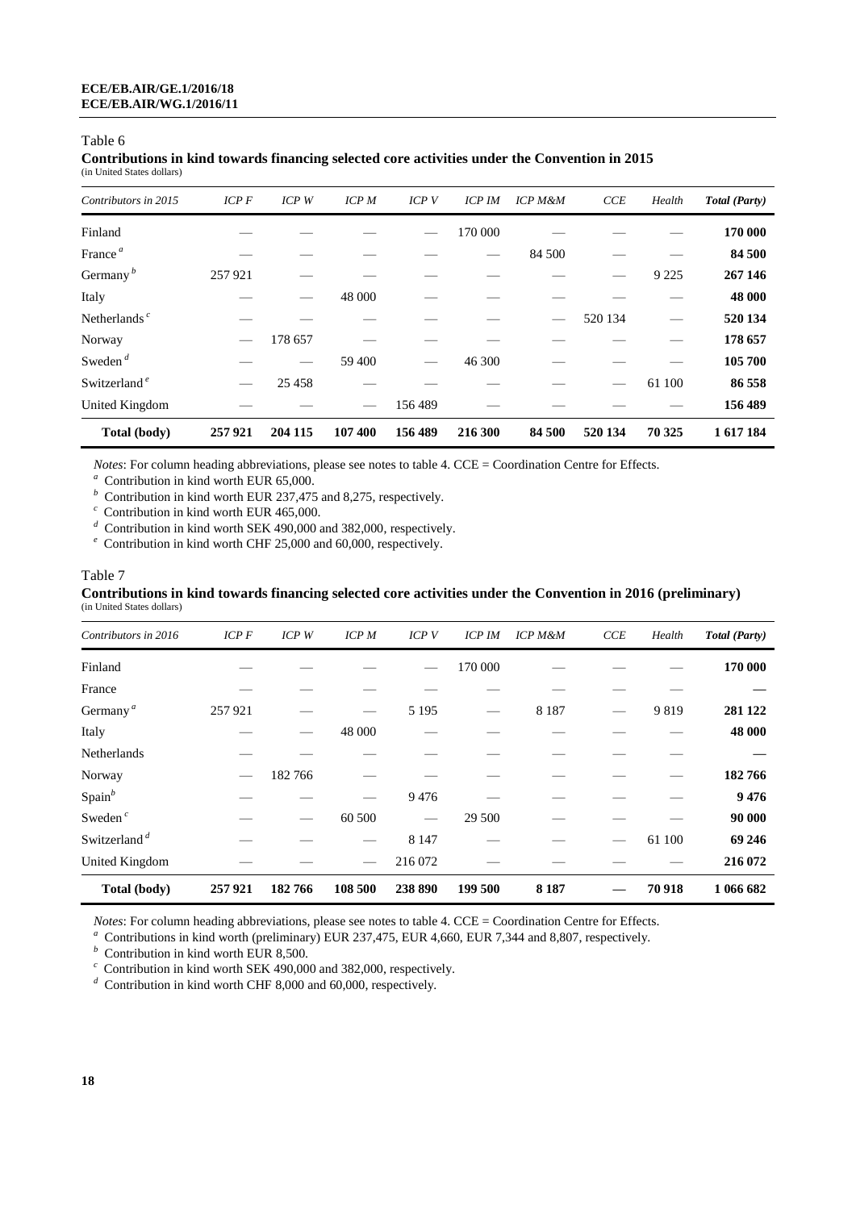Table 6

**Contributions in kind towards financing selected core activities under the Convention in 2015**
(in United States dollars)

| *Contributors in 2015* | *ICP F* | *ICP W* | *ICP M* | *ICP V* | *ICP IM* | *ICP M&M* | *CCE* | *Health* | ***Total (Party)*** |
|---|---|---|---|---|---|---|---|---|---|
| Finland | — | — | — | — | 170 000 | — | — | — | **170 000** |
| France [a] | — | — | — | — | — | 84 500 | — | — | **84 500** |
| Germany [b] | 257 921 | — | — | — | — | — | — | 9 225 | **267 146** |
| Italy | — | — | 48 000 | — | — | — | — | — | **48 000** |
| Netherlands [c] | — | — | — | — | — | — | 520 134 | — | **520 134** |
| Norway | — | 178 657 | — | — | — | — | — | — | **178 657** |
| Sweden [d] | — | — | 59 400 | — | 46 300 | — | — | — | **105 700** |
| Switzerland [e] | — | 25 458 | — | — | — | — | — | 61 100 | **86 558** |
| United Kingdom | — | — | — | 156 489 | — | — | — | — | **156 489** |
| **Total (body)** | **257 921** | **204 115** | **107 400** | **156 489** | **216 300** | **84 500** | **520 134** | **70 325** | **1 617 184** |

*Notes*: For column heading abbreviations, please see notes to table 4. CCE = Coordination Centre for Effects.

[a] Contribution in kind worth EUR 65,000.

[b] Contribution in kind worth EUR 237,475 and 8,275, respectively.

[c] Contribution in kind worth EUR 465,000.

[d] Contribution in kind worth SEK 490,000 and 382,000, respectively.

[e] Contribution in kind worth CHF 25,000 and 60,000, respectively.

Table 7

**Contributions in kind towards financing selected core activities under the Convention in 2016 (preliminary)**
(in United States dollars)

| *Contributors in 2016* | *ICP F* | *ICP W* | *ICP M* | *ICP V* | *ICP IM* | *ICP M&M* | *CCE* | *Health* | ***Total (Party)*** |
|---|---|---|---|---|---|---|---|---|---|
| Finland | — | — | — | — | 170 000 | — | — | — | **170 000** |
| France | — | — | — | — | — | — | — | — | **—** |
| Germany [a] | 257 921 | — | — | 5 195 | — | 8 187 | — | 9 819 | **281 122** |
| Italy | — | — | 48 000 | — | — | — | — | — | **48 000** |
| Netherlands | — | — | — | — | — | — | — | — | **—** |
| Norway | — | 182 766 | — | — | — | — | — | — | **182 766** |
| Spain [b] | — | — | — | 9 476 | — | — | — | — | **9 476** |
| Sweden [c] | — | — | 60 500 | — | 29 500 | — | — | — | **90 000** |
| Switzerland [d] | — | — | — | 8 147 | — | — | — | 61 100 | **69 246** |
| United Kingdom | — | — | — | 216 072 | — | — | — | — | **216 072** |
| **Total (body)** | **257 921** | **182 766** | **108 500** | **238 890** | **199 500** | **8 187** | **—** | **70 918** | **1 066 682** |

*Notes*: For column heading abbreviations, please see notes to table 4. CCE = Coordination Centre for Effects.

[a] Contributions in kind worth (preliminary) EUR 237,475, EUR 4,660, EUR 7,344 and 8,807, respectively.

[b] Contribution in kind worth EUR 8,500.

[c] Contribution in kind worth SEK 490,000 and 382,000, respectively.

[d] Contribution in kind worth CHF 8,000 and 60,000, respectively.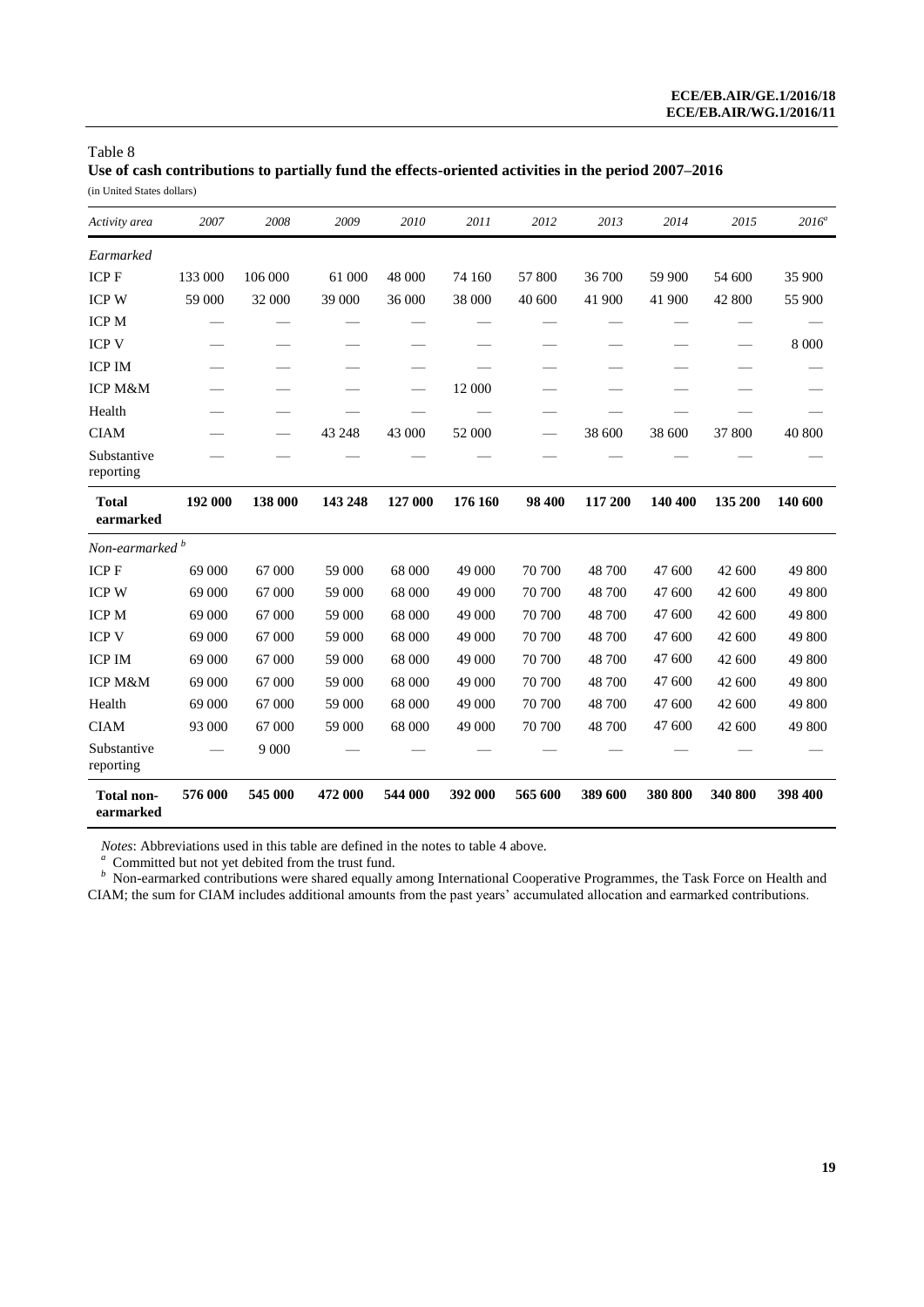Table 8

**Use of cash contributions to partially fund the effects-oriented activities in the period 2007–2016**

(in United States dollars)

| *Activity area* | *2007* | *2008* | *2009* | *2010* | *2011* | *2012* | *2013* | *2014* | *2015* | *2016*[a] |
|---|---|---|---|---|---|---|---|---|---|---|
| *Earmarked* | | | | | | | | | | |
| ICP F | 133 000 | 106 000 | 61 000 | 48 000 | 74 160 | 57 800 | 36 700 | 59 900 | 54 600 | 35 900 |
| ICP W | 59 000 | 32 000 | 39 000 | 36 000 | 38 000 | 40 600 | 41 900 | 41 900 | 42 800 | 55 900 |
| ICP M | — | — | — | — | — | — | — | — | — | — |
| ICP V | — | — | — | — | — | — | — | — | — | 8 000 |
| ICP IM | — | — | — | — | — | — | — | — | — | — |
| ICP M&M | — | — | — | — | 12 000 | — | — | — | — | — |
| Health | — | — | — | — | — | — | — | — | — | — |
| CIAM | — | — | 43 248 | 43 000 | 52 000 | — | 38 600 | 38 600 | 37 800 | 40 800 |
| Substantive reporting | — | — | — | — | — | — | — | — | — | — |
| **Total earmarked** | **192 000** | **138 000** | **143 248** | **127 000** | **176 160** | **98 400** | **117 200** | **140 400** | **135 200** | **140 600** |
| *Non-earmarked* [b] | | | | | | | | | | |
| ICP F | 69 000 | 67 000 | 59 000 | 68 000 | 49 000 | 70 700 | 48 700 | 47 600 | 42 600 | 49 800 |
| ICP W | 69 000 | 67 000 | 59 000 | 68 000 | 49 000 | 70 700 | 48 700 | 47 600 | 42 600 | 49 800 |
| ICP M | 69 000 | 67 000 | 59 000 | 68 000 | 49 000 | 70 700 | 48 700 | 47 600 | 42 600 | 49 800 |
| ICP V | 69 000 | 67 000 | 59 000 | 68 000 | 49 000 | 70 700 | 48 700 | 47 600 | 42 600 | 49 800 |
| ICP IM | 69 000 | 67 000 | 59 000 | 68 000 | 49 000 | 70 700 | 48 700 | 47 600 | 42 600 | 49 800 |
| ICP M&M | 69 000 | 67 000 | 59 000 | 68 000 | 49 000 | 70 700 | 48 700 | 47 600 | 42 600 | 49 800 |
| Health | 69 000 | 67 000 | 59 000 | 68 000 | 49 000 | 70 700 | 48 700 | 47 600 | 42 600 | 49 800 |
| CIAM | 93 000 | 67 000 | 59 000 | 68 000 | 49 000 | 70 700 | 48 700 | 47 600 | 42 600 | 49 800 |
| Substantive reporting | — | 9 000 | — | — | — | — | — | — | — | — |
| **Total non-earmarked** | **576 000** | **545 000** | **472 000** | **544 000** | **392 000** | **565 600** | **389 600** | **380 800** | **340 800** | **398 400** |

*Notes*: Abbreviations used in this table are defined in the notes to table 4 above.

[a] Committed but not yet debited from the trust fund.

[b] Non-earmarked contributions were shared equally among International Cooperative Programmes, the Task Force on Health and CIAM; the sum for CIAM includes additional amounts from the past years' accumulated allocation and earmarked contributions.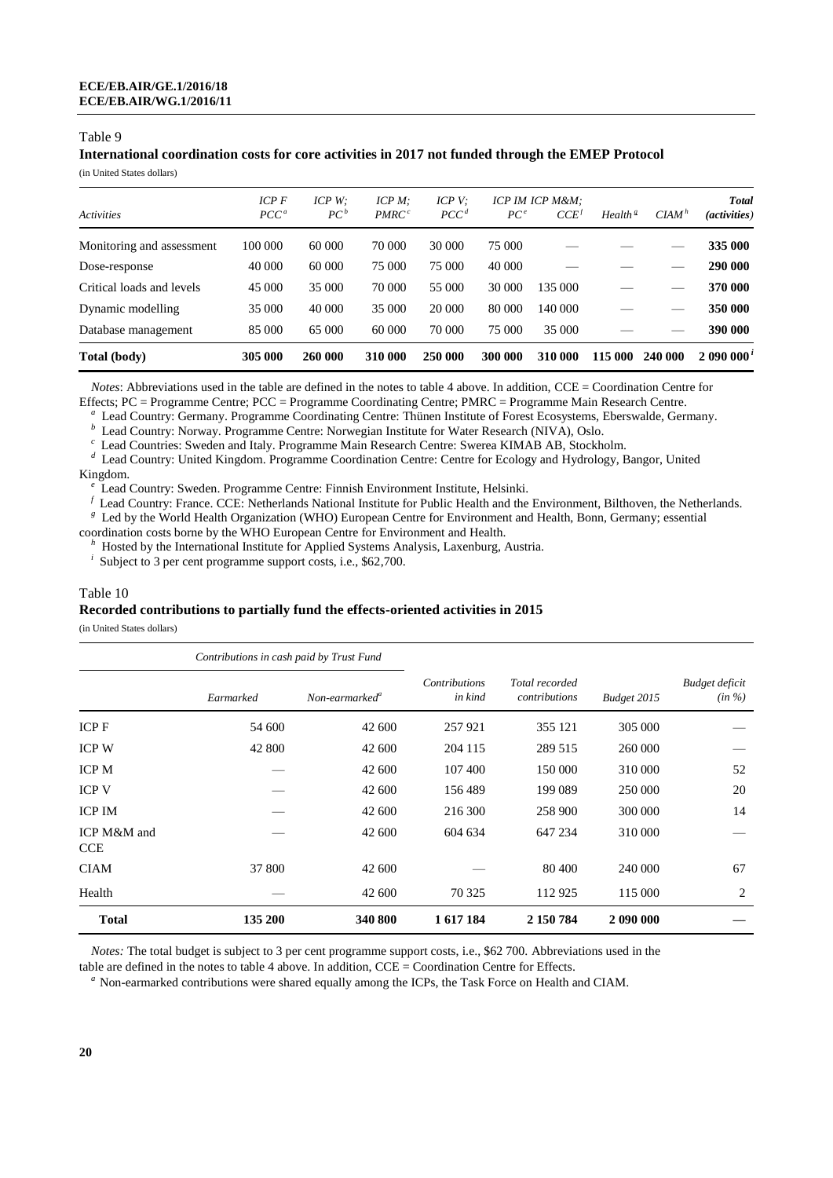Table 9

**International coordination costs for core activities in 2017 not funded through the EMEP Protocol**

(in United States dollars)

| *Activities* | *ICP F PCC*[a] | *ICP W; PC*[b] | *ICP M; PMRC*[c] | *ICP V; PCC*[d] | *ICP IM PC*[e] | *ICP M&M; CCE*[f] | *Health*[g] | *CIAM*[h] | ***Total (activities)*** |
|---|---|---|---|---|---|---|---|---|---|
| Monitoring and assessment | 100 000 | 60 000 | 70 000 | 30 000 | 75 000 | — | — | — | **335 000** |
| Dose-response | 40 000 | 60 000 | 75 000 | 75 000 | 40 000 | — | — | — | **290 000** |
| Critical loads and levels | 45 000 | 35 000 | 70 000 | 55 000 | 30 000 | 135 000 | — | — | **370 000** |
| Dynamic modelling | 35 000 | 40 000 | 35 000 | 20 000 | 80 000 | 140 000 | — | — | **350 000** |
| Database management | 85 000 | 65 000 | 60 000 | 70 000 | 75 000 | 35 000 | — | — | **390 000** |
| **Total (body)** | **305 000** | **260 000** | **310 000** | **250 000** | **300 000** | **310 000** | **115 000** | **240 000** | **2 090 000**[i] |

*Notes*: Abbreviations used in the table are defined in the notes to table 4 above. In addition, CCE = Coordination Centre for Effects; PC = Programme Centre; PCC = Programme Coordinating Centre; PMRC = Programme Main Research Centre.

[a] Lead Country: Germany. Programme Coordinating Centre: Thünen Institute of Forest Ecosystems, Eberswalde, Germany.

[b] Lead Country: Norway. Programme Centre: Norwegian Institute for Water Research (NIVA), Oslo.

[c] Lead Countries: Sweden and Italy. Programme Main Research Centre: Swerea KIMAB AB, Stockholm.

[d] Lead Country: United Kingdom. Programme Coordination Centre: Centre for Ecology and Hydrology, Bangor, United Kingdom.

[e] Lead Country: Sweden. Programme Centre: Finnish Environment Institute, Helsinki.

[f] Lead Country: France. CCE: Netherlands National Institute for Public Health and the Environment, Bilthoven, the Netherlands.

[g] Led by the World Health Organization (WHO) European Centre for Environment and Health, Bonn, Germany; essential coordination costs borne by the WHO European Centre for Environment and Health.

[h] Hosted by the International Institute for Applied Systems Analysis, Laxenburg, Austria.

[i] Subject to 3 per cent programme support costs, i.e., $62,700.

Table 10

**Recorded contributions to partially fund the effects-oriented activities in 2015**

(in United States dollars)

| | *Contributions in cash paid by Trust Fund* | | | | | |
|---|---|---|---|---|---|---|
| | *Earmarked* | *Non-earmarked*[a] | *Contributions in kind* | *Total recorded contributions* | *Budget 2015* | *Budget deficit (in %)* |
| ICP F | 54 600 | 42 600 | 257 921 | 355 121 | 305 000 | — |
| ICP W | 42 800 | 42 600 | 204 115 | 289 515 | 260 000 | — |
| ICP M | — | 42 600 | 107 400 | 150 000 | 310 000 | 52 |
| ICP V | — | 42 600 | 156 489 | 199 089 | 250 000 | 20 |
| ICP IM | — | 42 600 | 216 300 | 258 900 | 300 000 | 14 |
| ICP M&M and CCE | — | 42 600 | 604 634 | 647 234 | 310 000 | — |
| CIAM | 37 800 | 42 600 | — | 80 400 | 240 000 | 67 |
| Health | — | 42 600 | 70 325 | 112 925 | 115 000 | 2 |
| **Total** | **135 200** | **340 800** | **1 617 184** | **2 150 784** | **2 090 000** | **—** |

*Notes:* The total budget is subject to 3 per cent programme support costs, i.e., $62 700. Abbreviations used in the table are defined in the notes to table 4 above. In addition, CCE = Coordination Centre for Effects.

[a] Non-earmarked contributions were shared equally among the ICPs, the Task Force on Health and CIAM.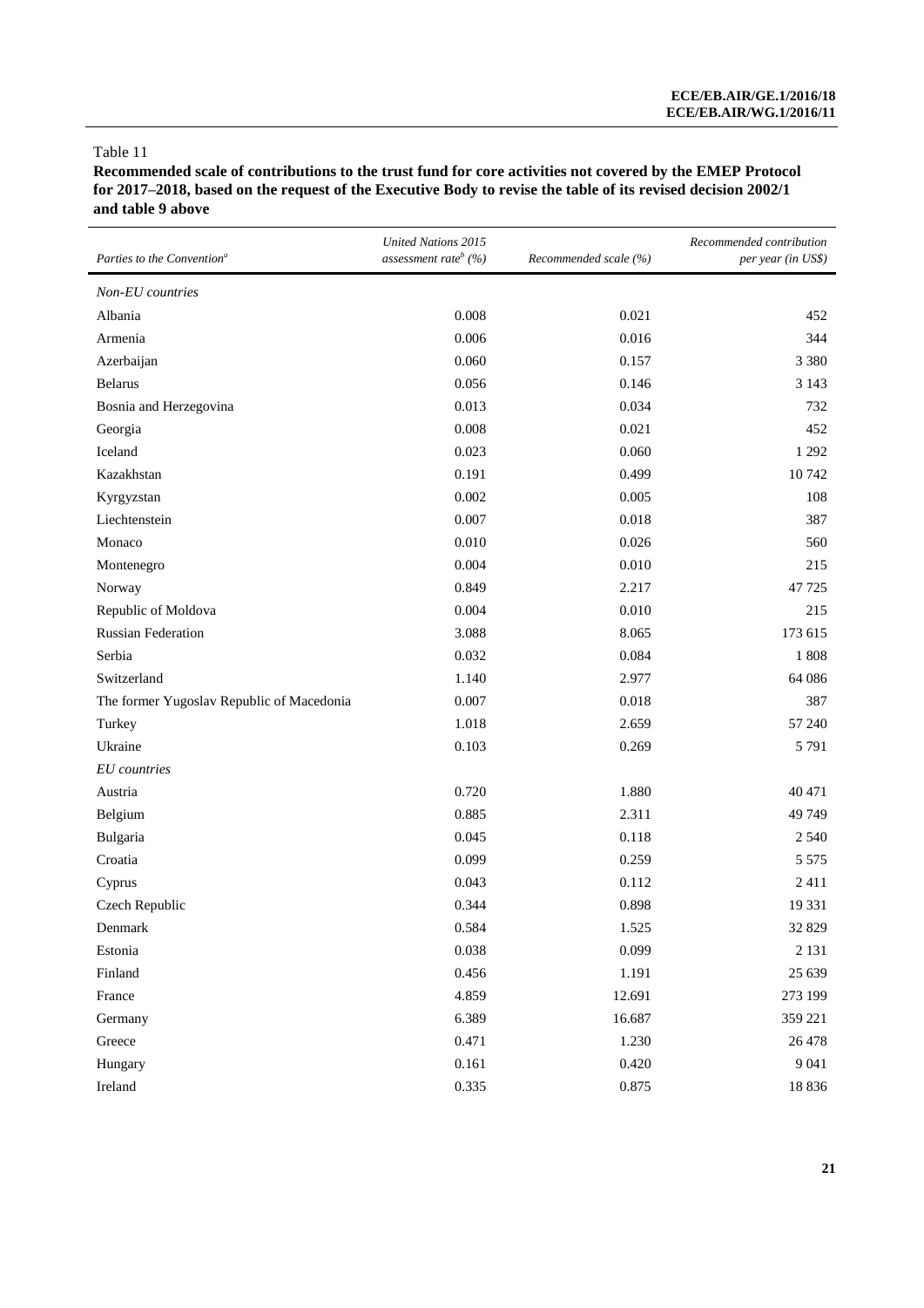Table 11

**Recommended scale of contributions to the trust fund for core activities not covered by the EMEP Protocol for 2017–2018, based on the request of the Executive Body to revise the table of its revised decision 2002/1 and table 9 above**

| *Parties to the Convention*[a] | *United Nations 2015 assessment rate*[b] *(%)* | *Recommended scale (%)* | *Recommended contribution per year (in US$)* |
|---|---|---|---|
| *Non-EU countries* | | | |
| Albania | 0.008 | 0.021 | 452 |
| Armenia | 0.006 | 0.016 | 344 |
| Azerbaijan | 0.060 | 0.157 | 3 380 |
| Belarus | 0.056 | 0.146 | 3 143 |
| Bosnia and Herzegovina | 0.013 | 0.034 | 732 |
| Georgia | 0.008 | 0.021 | 452 |
| Iceland | 0.023 | 0.060 | 1 292 |
| Kazakhstan | 0.191 | 0.499 | 10 742 |
| Kyrgyzstan | 0.002 | 0.005 | 108 |
| Liechtenstein | 0.007 | 0.018 | 387 |
| Monaco | 0.010 | 0.026 | 560 |
| Montenegro | 0.004 | 0.010 | 215 |
| Norway | 0.849 | 2.217 | 47 725 |
| Republic of Moldova | 0.004 | 0.010 | 215 |
| Russian Federation | 3.088 | 8.065 | 173 615 |
| Serbia | 0.032 | 0.084 | 1 808 |
| Switzerland | 1.140 | 2.977 | 64 086 |
| The former Yugoslav Republic of Macedonia | 0.007 | 0.018 | 387 |
| Turkey | 1.018 | 2.659 | 57 240 |
| Ukraine | 0.103 | 0.269 | 5 791 |
| *EU countries* | | | |
| Austria | 0.720 | 1.880 | 40 471 |
| Belgium | 0.885 | 2.311 | 49 749 |
| Bulgaria | 0.045 | 0.118 | 2 540 |
| Croatia | 0.099 | 0.259 | 5 575 |
| Cyprus | 0.043 | 0.112 | 2 411 |
| Czech Republic | 0.344 | 0.898 | 19 331 |
| Denmark | 0.584 | 1.525 | 32 829 |
| Estonia | 0.038 | 0.099 | 2 131 |
| Finland | 0.456 | 1.191 | 25 639 |
| France | 4.859 | 12.691 | 273 199 |
| Germany | 6.389 | 16.687 | 359 221 |
| Greece | 0.471 | 1.230 | 26 478 |
| Hungary | 0.161 | 0.420 | 9 041 |
| Ireland | 0.335 | 0.875 | 18 836 |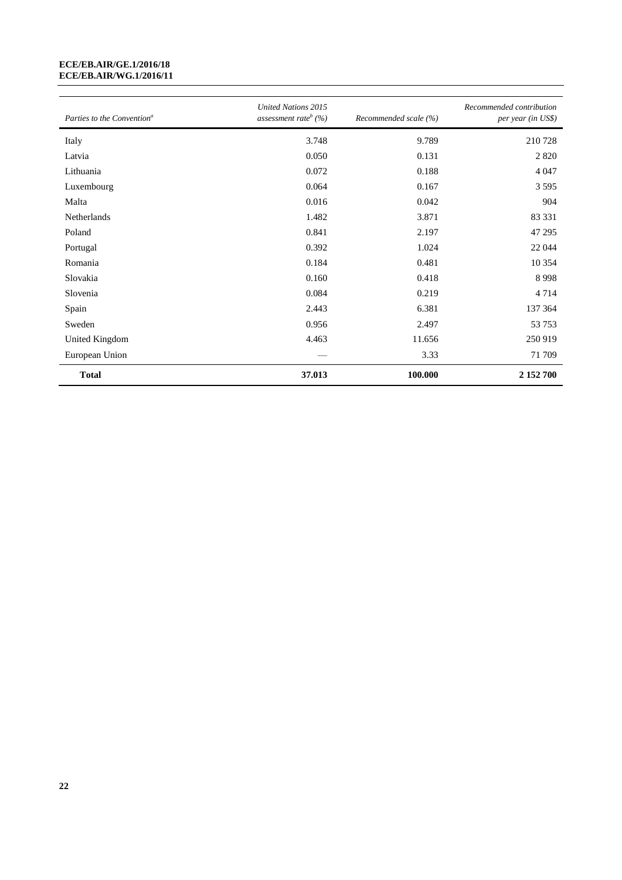| *Parties to the Convention*[a] | *United Nations 2015 assessment rate*[b] *(%)* | *Recommended scale (%)* | *Recommended contribution per year (in US$)* |
|---|---|---|---|
| Italy | 3.748 | 9.789 | 210 728 |
| Latvia | 0.050 | 0.131 | 2 820 |
| Lithuania | 0.072 | 0.188 | 4 047 |
| Luxembourg | 0.064 | 0.167 | 3 595 |
| Malta | 0.016 | 0.042 | 904 |
| Netherlands | 1.482 | 3.871 | 83 331 |
| Poland | 0.841 | 2.197 | 47 295 |
| Portugal | 0.392 | 1.024 | 22 044 |
| Romania | 0.184 | 0.481 | 10 354 |
| Slovakia | 0.160 | 0.418 | 8 998 |
| Slovenia | 0.084 | 0.219 | 4 714 |
| Spain | 2.443 | 6.381 | 137 364 |
| Sweden | 0.956 | 2.497 | 53 753 |
| United Kingdom | 4.463 | 11.656 | 250 919 |
| European Union | — | 3.33 | 71 709 |
| **Total** | **37.013** | **100.000** | **2 152 700** |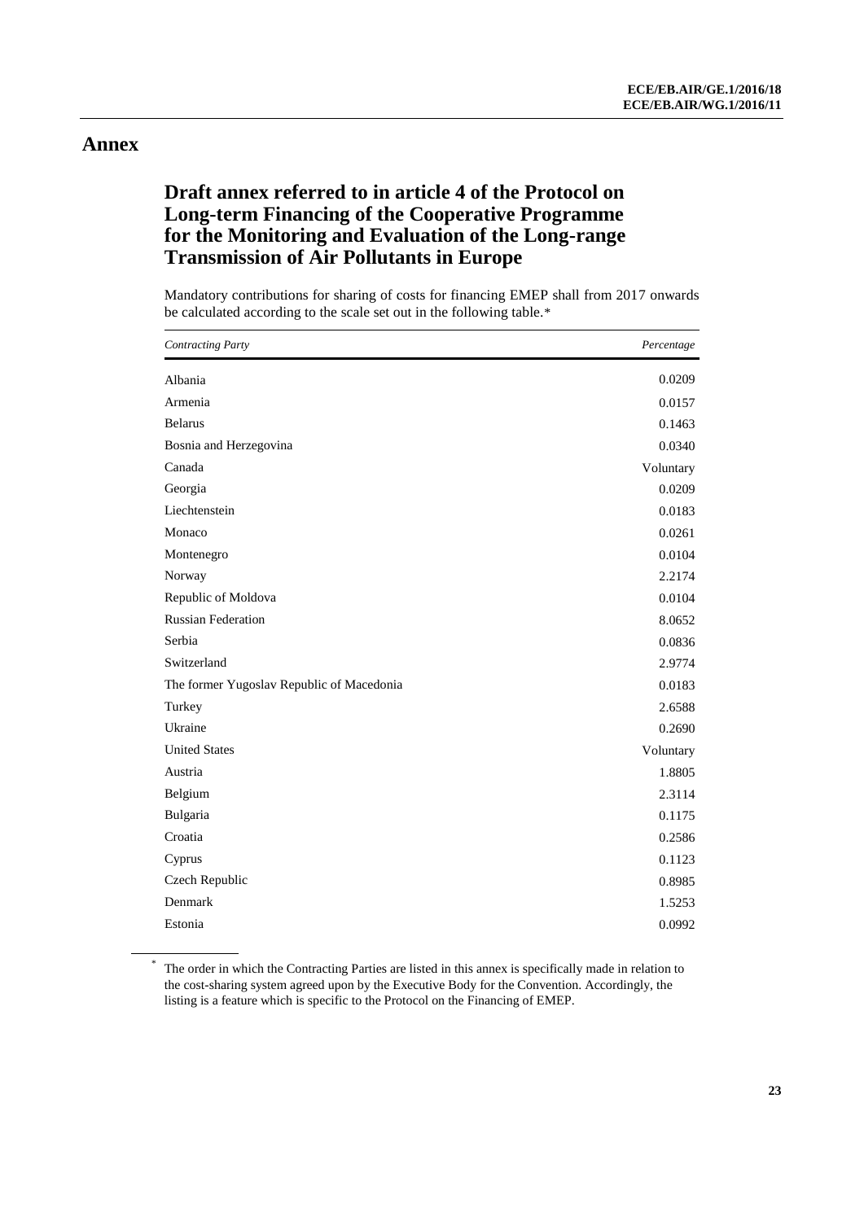# Annex

## Draft annex referred to in article 4 of the Protocol on Long-term Financing of the Cooperative Programme for the Monitoring and Evaluation of the Long-range Transmission of Air Pollutants in Europe

Mandatory contributions for sharing of costs for financing EMEP shall from 2017 onwards be calculated according to the scale set out in the following table.*

| *Contracting Party* | *Percentage* |
|---|---|
| Albania | 0.0209 |
| Armenia | 0.0157 |
| Belarus | 0.1463 |
| Bosnia and Herzegovina | 0.0340 |
| Canada | Voluntary |
| Georgia | 0.0209 |
| Liechtenstein | 0.0183 |
| Monaco | 0.0261 |
| Montenegro | 0.0104 |
| Norway | 2.2174 |
| Republic of Moldova | 0.0104 |
| Russian Federation | 8.0652 |
| Serbia | 0.0836 |
| Switzerland | 2.9774 |
| The former Yugoslav Republic of Macedonia | 0.0183 |
| Turkey | 2.6588 |
| Ukraine | 0.2690 |
| United States | Voluntary |
| Austria | 1.8805 |
| Belgium | 2.3114 |
| Bulgaria | 0.1175 |
| Croatia | 0.2586 |
| Cyprus | 0.1123 |
| Czech Republic | 0.8985 |
| Denmark | 1.5253 |
| Estonia | 0.0992 |

* The order in which the Contracting Parties are listed in this annex is specifically made in relation to the cost-sharing system agreed upon by the Executive Body for the Convention. Accordingly, the listing is a feature which is specific to the Protocol on the Financing of EMEP.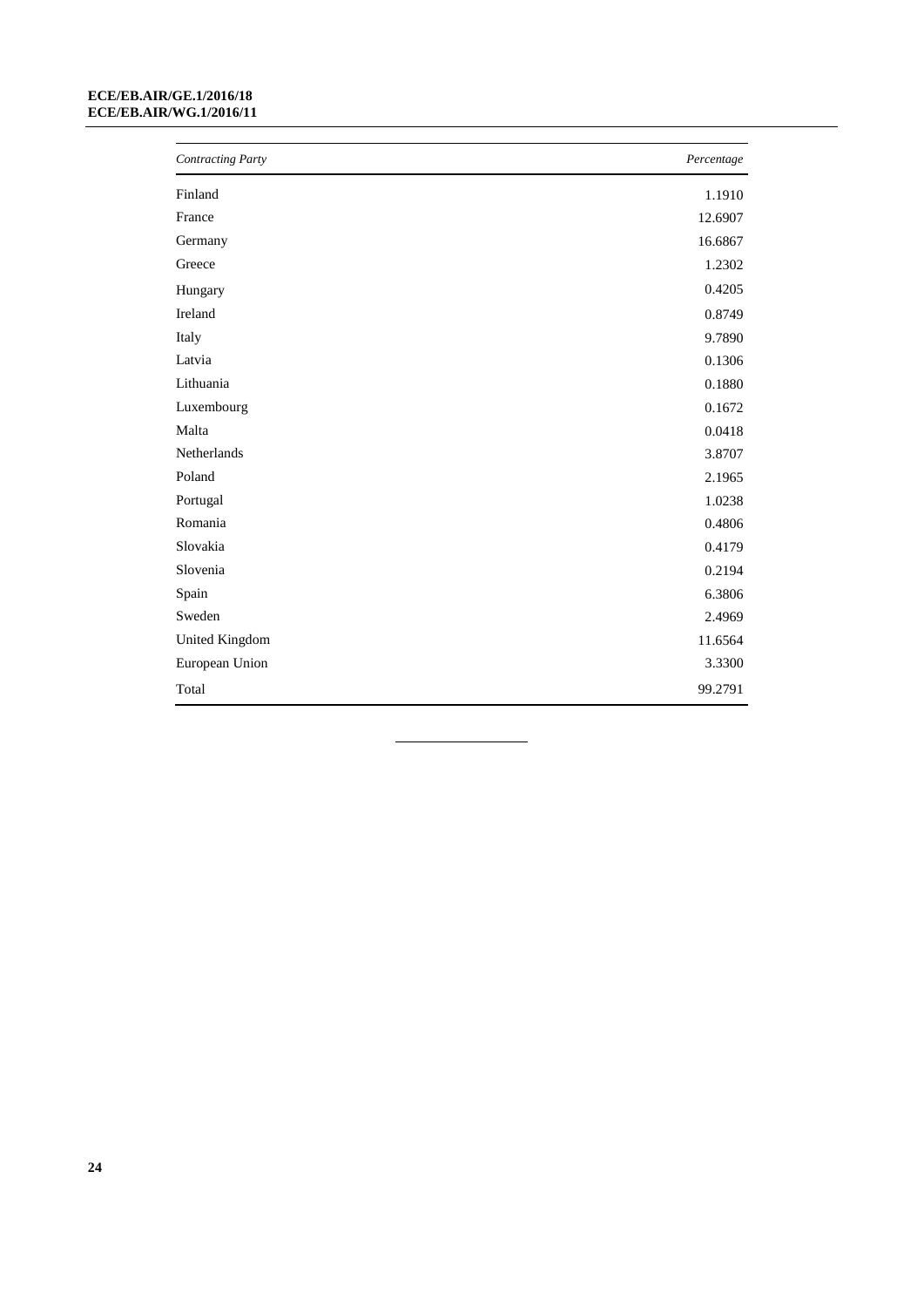| *Contracting Party* | *Percentage* |
|---|---|
| Finland | 1.1910 |
| France | 12.6907 |
| Germany | 16.6867 |
| Greece | 1.2302 |
| Hungary | 0.4205 |
| Ireland | 0.8749 |
| Italy | 9.7890 |
| Latvia | 0.1306 |
| Lithuania | 0.1880 |
| Luxembourg | 0.1672 |
| Malta | 0.0418 |
| Netherlands | 3.8707 |
| Poland | 2.1965 |
| Portugal | 1.0238 |
| Romania | 0.4806 |
| Slovakia | 0.4179 |
| Slovenia | 0.2194 |
| Spain | 6.3806 |
| Sweden | 2.4969 |
| United Kingdom | 11.6564 |
| European Union | 3.3300 |
| Total | 99.2791 |